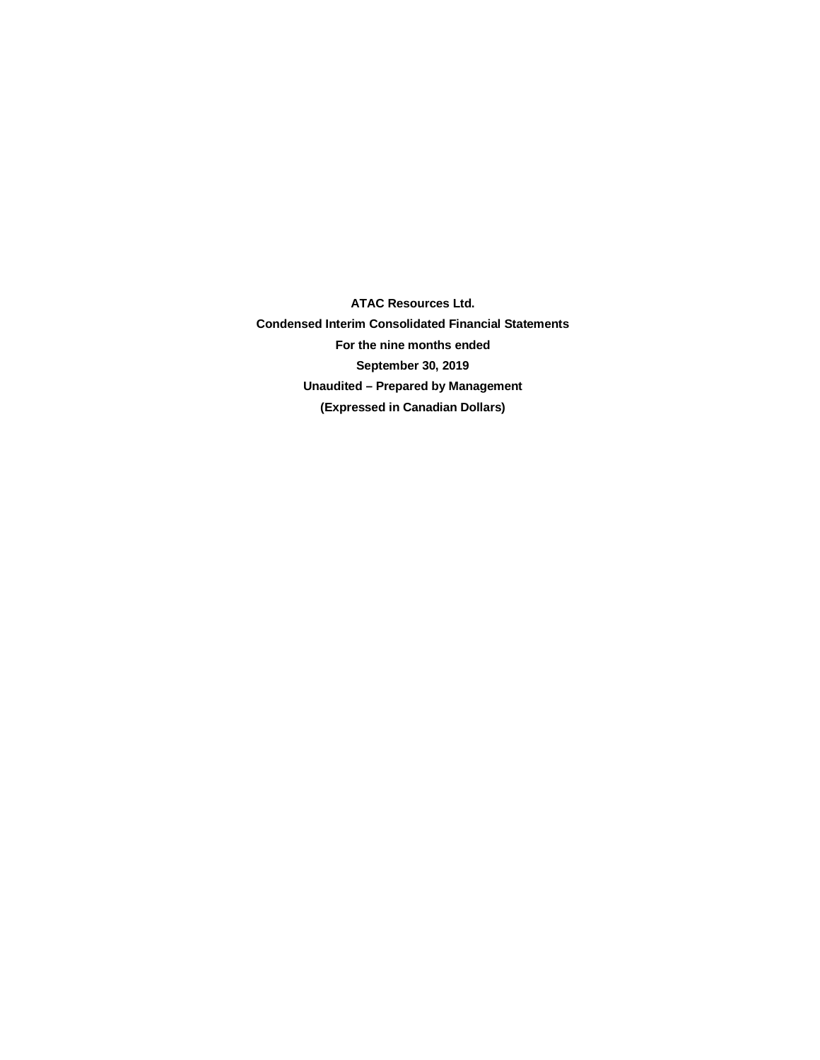**ATAC Resources Ltd.**

**Condensed Interim Consolidated Financial Statements**

**For the nine months ended**

**September 30, 2019**

**Unaudited – Prepared by Management**

**(Expressed in Canadian Dollars)**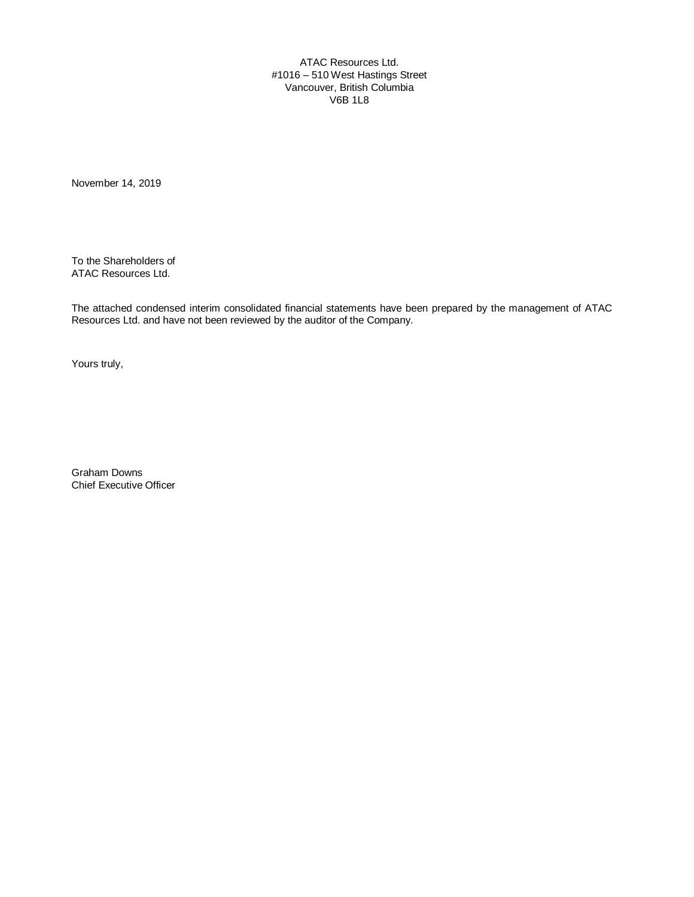ATAC Resources Ltd.
#1016 – 510 West Hastings Street
Vancouver, British Columbia
V6B 1L8

November 14, 2019

To the Shareholders of
ATAC Resources Ltd.

The attached condensed interim consolidated financial statements have been prepared by the management of ATAC Resources Ltd. and have not been reviewed by the auditor of the Company.

Yours truly,

Graham Downs
Chief Executive Officer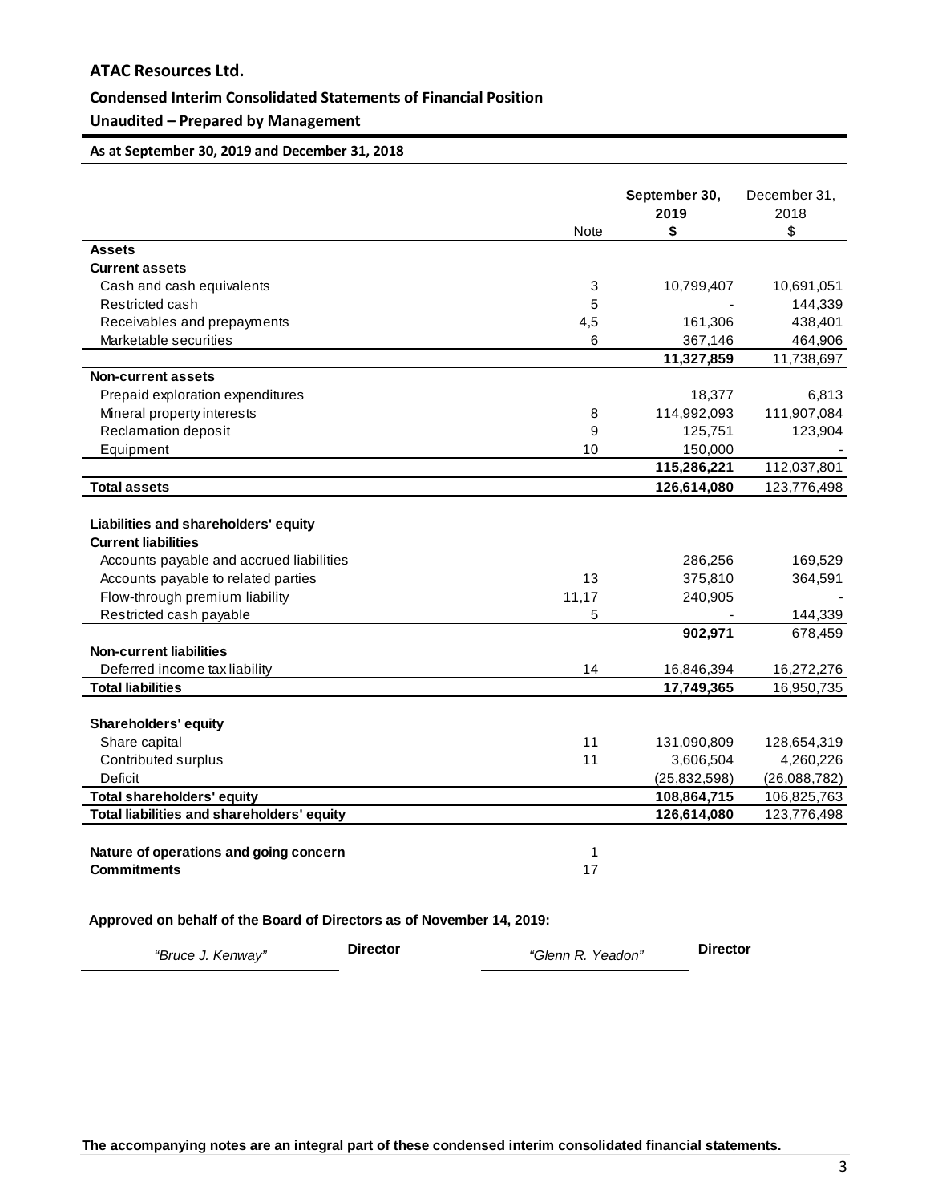# ATAC Resources Ltd.

## Condensed Interim Consolidated Statements of Financial Position

## Unaudited – Prepared by Management

**As at September 30, 2019 and December 31, 2018**

| | Note | **September 30, 2019 $** | December 31, 2018 $ |
|---|---|---|---|
| **Assets** | | | |
| **Current assets** | | | |
| Cash and cash equivalents | 3 | 10,799,407 | 10,691,051 |
| Restricted cash | 5 | - | 144,339 |
| Receivables and prepayments | 4,5 | 161,306 | 438,401 |
| Marketable securities | 6 | 367,146 | 464,906 |
| | | **11,327,859** | 11,738,697 |
| **Non-current assets** | | | |
| Prepaid exploration expenditures | | 18,377 | 6,813 |
| Mineral property interests | 8 | 114,992,093 | 111,907,084 |
| Reclamation deposit | 9 | 125,751 | 123,904 |
| Equipment | 10 | 150,000 | - |
| | | **115,286,221** | 112,037,801 |
| **Total assets** | | **126,614,080** | 123,776,498 |
| | | | |
| **Liabilities and shareholders' equity** | | | |
| **Current liabilities** | | | |
| Accounts payable and accrued liabilities | | 286,256 | 169,529 |
| Accounts payable to related parties | 13 | 375,810 | 364,591 |
| Flow-through premium liability | 11,17 | 240,905 | - |
| Restricted cash payable | 5 | - | 144,339 |
| | | **902,971** | 678,459 |
| **Non-current liabilities** | | | |
| Deferred income tax liability | 14 | 16,846,394 | 16,272,276 |
| **Total liabilities** | | **17,749,365** | 16,950,735 |
| | | | |
| **Shareholders' equity** | | | |
| Share capital | 11 | 131,090,809 | 128,654,319 |
| Contributed surplus | 11 | 3,606,504 | 4,260,226 |
| Deficit | | (25,832,598) | (26,088,782) |
| **Total shareholders' equity** | | **108,864,715** | 106,825,763 |
| **Total liabilities and shareholders' equity** | | **126,614,080** | 123,776,498 |
| | | | |
| **Nature of operations and going concern** | 1 | | |
| **Commitments** | 17 | | |

**Approved on behalf of the Board of Directors as of November 14, 2019:**

*"Bruce J. Kenway"* **Director** *"Glenn R. Yeadon"* **Director**

**The accompanying notes are an integral part of these condensed interim consolidated financial statements.**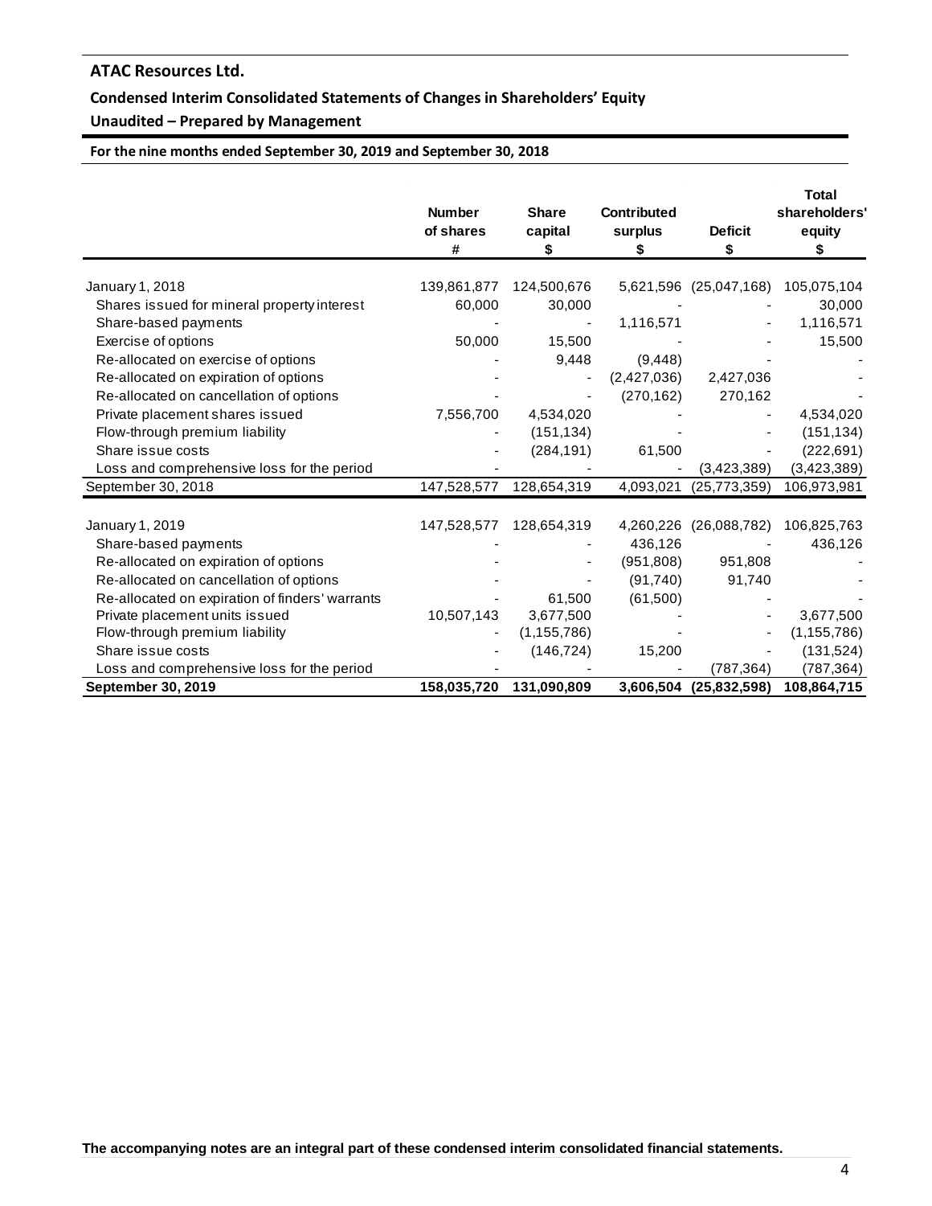## ATAC Resources Ltd.

### Condensed Interim Consolidated Statements of Changes in Shareholders' Equity

### Unaudited – Prepared by Management

**For the nine months ended September 30, 2019 and September 30, 2018**

| | Number of shares # | Share capital $ | Contributed surplus $ | Deficit $ | Total shareholders' equity $ |
|---|---|---|---|---|---|
| January 1, 2018 | 139,861,877 | 124,500,676 | 5,621,596 | (25,047,168) | 105,075,104 |
| Shares issued for mineral property interest | 60,000 | 30,000 | - | - | 30,000 |
| Share-based payments | - | - | 1,116,571 | - | 1,116,571 |
| Exercise of options | 50,000 | 15,500 | - | - | 15,500 |
| Re-allocated on exercise of options | - | 9,448 | (9,448) | - | - |
| Re-allocated on expiration of options | - | - | (2,427,036) | 2,427,036 | - |
| Re-allocated on cancellation of options | - | - | (270,162) | 270,162 | - |
| Private placement shares issued | 7,556,700 | 4,534,020 | - | - | 4,534,020 |
| Flow-through premium liability | - | (151,134) | - | - | (151,134) |
| Share issue costs | - | (284,191) | 61,500 | - | (222,691) |
| Loss and comprehensive loss for the period | - | - | - | (3,423,389) | (3,423,389) |
| September 30, 2018 | 147,528,577 | 128,654,319 | 4,093,021 | (25,773,359) | 106,973,981 |
| | | | | | |
| January 1, 2019 | 147,528,577 | 128,654,319 | 4,260,226 | (26,088,782) | 106,825,763 |
| Share-based payments | - | - | 436,126 | - | 436,126 |
| Re-allocated on expiration of options | - | - | (951,808) | 951,808 | - |
| Re-allocated on cancellation of options | - | - | (91,740) | 91,740 | - |
| Re-allocated on expiration of finders' warrants | - | 61,500 | (61,500) | - | - |
| Private placement units issued | 10,507,143 | 3,677,500 | - | - | 3,677,500 |
| Flow-through premium liability | - | (1,155,786) | - | - | (1,155,786) |
| Share issue costs | - | (146,724) | 15,200 | - | (131,524) |
| Loss and comprehensive loss for the period | - | - | - | (787,364) | (787,364) |
| **September 30, 2019** | **158,035,720** | **131,090,809** | **3,606,504** | **(25,832,598)** | **108,864,715** |

**The accompanying notes are an integral part of these condensed interim consolidated financial statements.**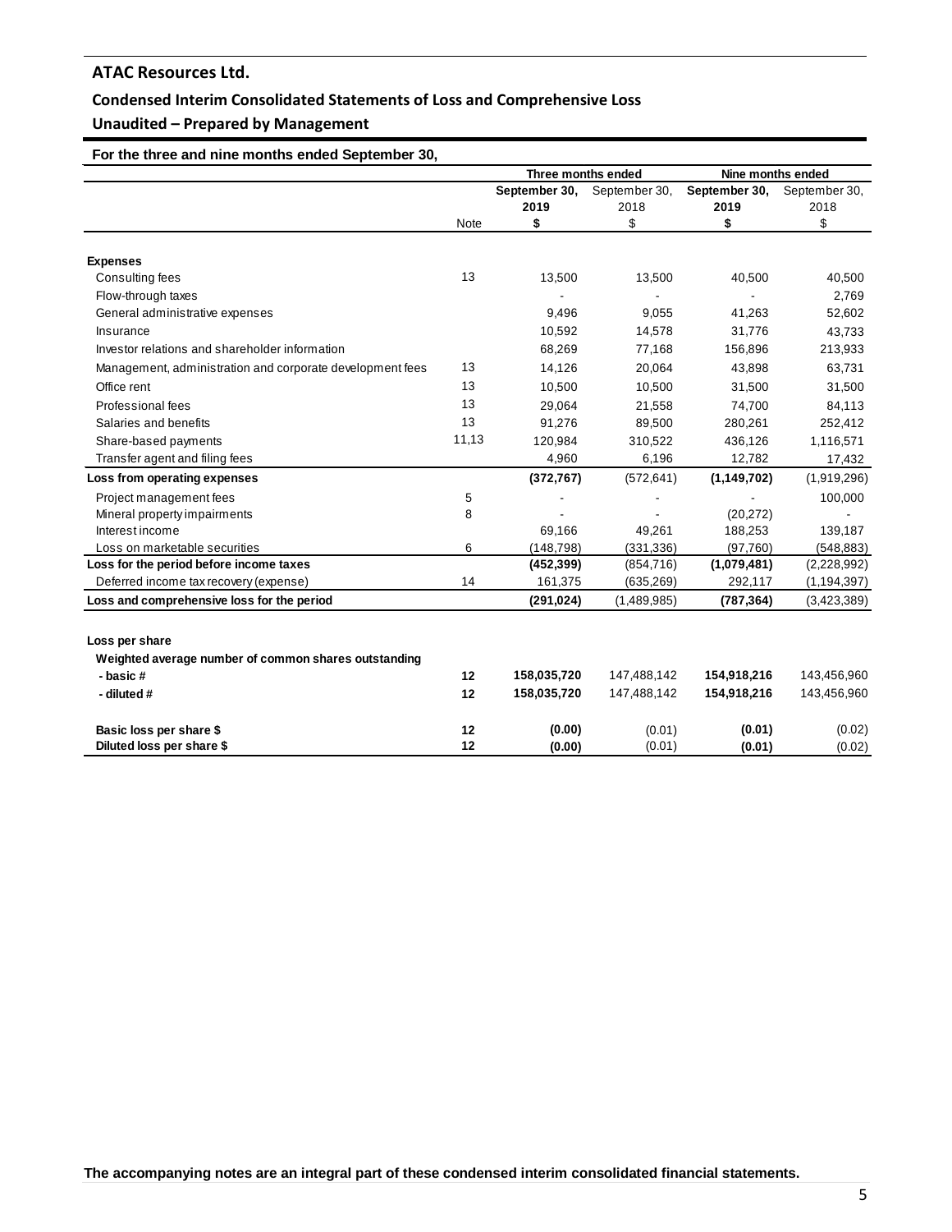# ATAC Resources Ltd.

## Condensed Interim Consolidated Statements of Loss and Comprehensive Loss

## Unaudited – Prepared by Management

**For the three and nine months ended September 30,**

| | Note | Three months ended | | Nine months ended | |
|---|---|---|---|---|---|
| | | **September 30, 2019** | September 30, 2018 | **September 30, 2019** | September 30, 2018 |
| | | **$** | $ | **$** | $ |
| **Expenses** | | | | | |
| Consulting fees | 13 | 13,500 | 13,500 | 40,500 | 40,500 |
| Flow-through taxes | | - | - | - | 2,769 |
| General administrative expenses | | 9,496 | 9,055 | 41,263 | 52,602 |
| Insurance | | 10,592 | 14,578 | 31,776 | 43,733 |
| Investor relations and shareholder information | | 68,269 | 77,168 | 156,896 | 213,933 |
| Management, administration and corporate development fees | 13 | 14,126 | 20,064 | 43,898 | 63,731 |
| Office rent | 13 | 10,500 | 10,500 | 31,500 | 31,500 |
| Professional fees | 13 | 29,064 | 21,558 | 74,700 | 84,113 |
| Salaries and benefits | 13 | 91,276 | 89,500 | 280,261 | 252,412 |
| Share-based payments | 11,13 | 120,984 | 310,522 | 436,126 | 1,116,571 |
| Transfer agent and filing fees | | 4,960 | 6,196 | 12,782 | 17,432 |
| **Loss from operating expenses** | | **(372,767)** | (572,641) | **(1,149,702)** | (1,919,296) |
| Project management fees | 5 | - | - | - | 100,000 |
| Mineral property impairments | 8 | - | - | (20,272) | - |
| Interest income | | 69,166 | 49,261 | 188,253 | 139,187 |
| Loss on marketable securities | 6 | (148,798) | (331,336) | (97,760) | (548,883) |
| **Loss for the period before income taxes** | | **(452,399)** | (854,716) | **(1,079,481)** | (2,228,992) |
| Deferred income tax recovery (expense) | 14 | 161,375 | (635,269) | 292,117 | (1,194,397) |
| **Loss and comprehensive loss for the period** | | **(291,024)** | (1,489,985) | **(787,364)** | (3,423,389) |
| | | | | | |
| **Loss per share** | | | | | |
| **Weighted average number of common shares outstanding** | | | | | |
| **- basic #** | **12** | **158,035,720** | 147,488,142 | **154,918,216** | 143,456,960 |
| **- diluted #** | **12** | **158,035,720** | 147,488,142 | **154,918,216** | 143,456,960 |
| | | | | | |
| **Basic loss per share $** | **12** | **(0.00)** | (0.01) | **(0.01)** | (0.02) |
| **Diluted loss per share $** | **12** | **(0.00)** | (0.01) | **(0.01)** | (0.02) |

**The accompanying notes are an integral part of these condensed interim consolidated financial statements.**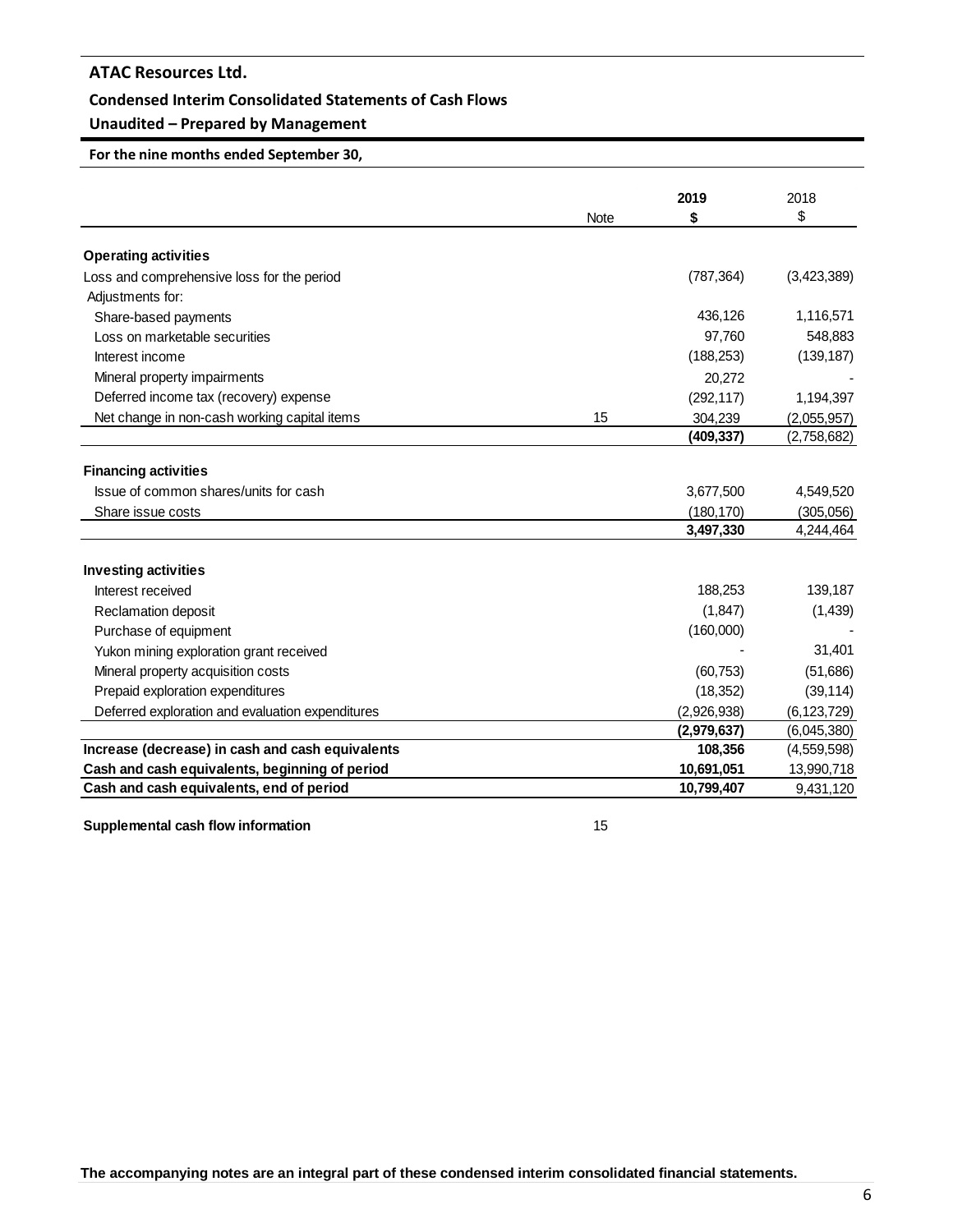**ATAC Resources Ltd.**

**Condensed Interim Consolidated Statements of Cash Flows**

**Unaudited – Prepared by Management**

**For the nine months ended September 30,**

| | Note | 2019 $ | 2018 $ |
|---|---|---|---|
| **Operating activities** | | | |
| Loss and comprehensive loss for the period | | (787,364) | (3,423,389) |
| Adjustments for: | | | |
| Share-based payments | | 436,126 | 1,116,571 |
| Loss on marketable securities | | 97,760 | 548,883 |
| Interest income | | (188,253) | (139,187) |
| Mineral property impairments | | 20,272 | - |
| Deferred income tax (recovery) expense | | (292,117) | 1,194,397 |
| Net change in non-cash working capital items | 15 | 304,239 | (2,055,957) |
| | | **(409,337)** | (2,758,682) |
| **Financing activities** | | | |
| Issue of common shares/units for cash | | 3,677,500 | 4,549,520 |
| Share issue costs | | (180,170) | (305,056) |
| | | **3,497,330** | 4,244,464 |
| **Investing activities** | | | |
| Interest received | | 188,253 | 139,187 |
| Reclamation deposit | | (1,847) | (1,439) |
| Purchase of equipment | | (160,000) | - |
| Yukon mining exploration grant received | | - | 31,401 |
| Mineral property acquisition costs | | (60,753) | (51,686) |
| Prepaid exploration expenditures | | (18,352) | (39,114) |
| Deferred exploration and evaluation expenditures | | (2,926,938) | (6,123,729) |
| | | **(2,979,637)** | (6,045,380) |
| **Increase (decrease) in cash and cash equivalents** | | **108,356** | (4,559,598) |
| **Cash and cash equivalents, beginning of period** | | **10,691,051** | 13,990,718 |
| **Cash and cash equivalents, end of period** | | **10,799,407** | 9,431,120 |

**Supplemental cash flow information** 15

**The accompanying notes are an integral part of these condensed interim consolidated financial statements.**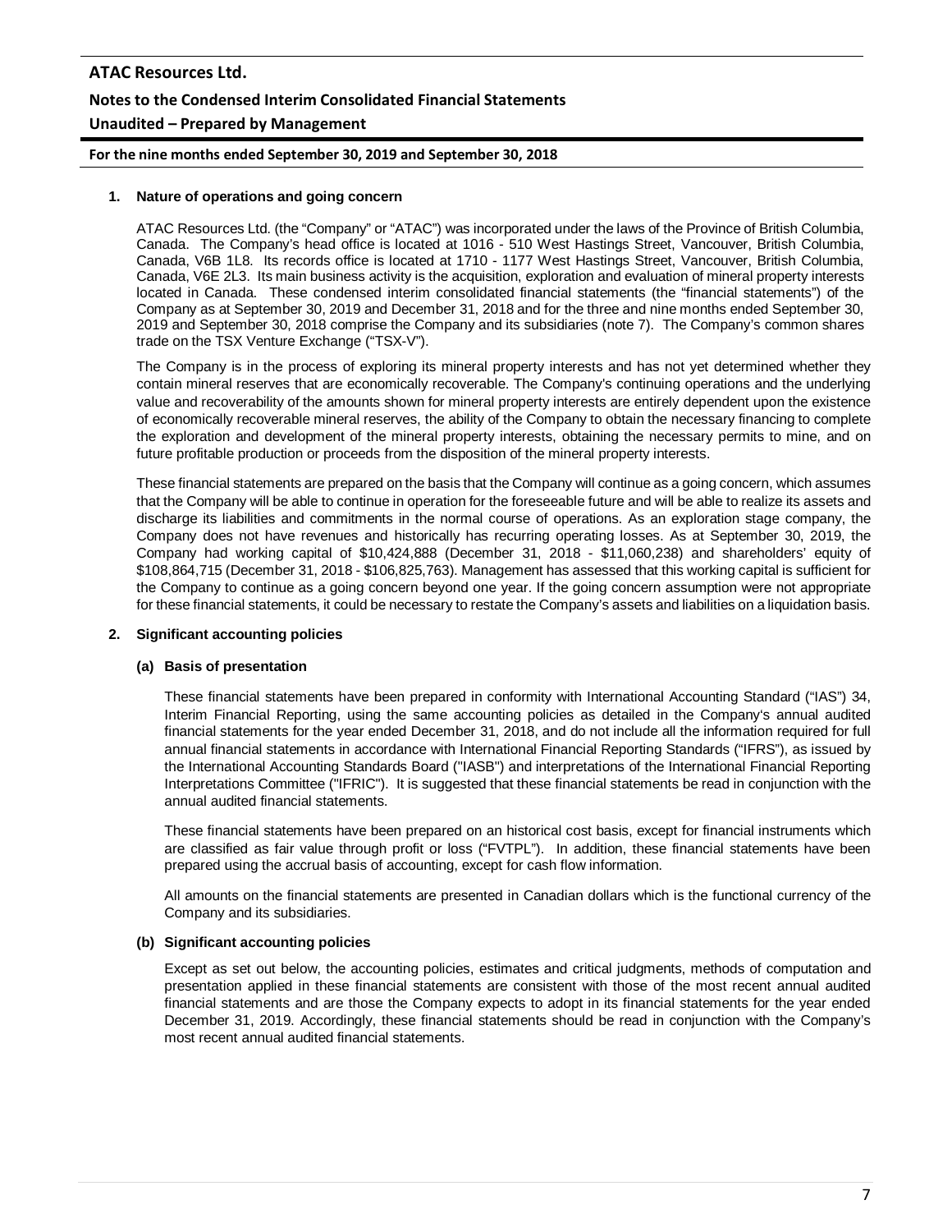## 1. Nature of operations and going concern

ATAC Resources Ltd. (the "Company" or "ATAC") was incorporated under the laws of the Province of British Columbia, Canada. The Company's head office is located at 1016 - 510 West Hastings Street, Vancouver, British Columbia, Canada, V6B 1L8. Its records office is located at 1710 - 1177 West Hastings Street, Vancouver, British Columbia, Canada, V6E 2L3. Its main business activity is the acquisition, exploration and evaluation of mineral property interests located in Canada. These condensed interim consolidated financial statements (the "financial statements") of the Company as at September 30, 2019 and December 31, 2018 and for the three and nine months ended September 30, 2019 and September 30, 2018 comprise the Company and its subsidiaries (note 7). The Company's common shares trade on the TSX Venture Exchange ("TSX-V").

The Company is in the process of exploring its mineral property interests and has not yet determined whether they contain mineral reserves that are economically recoverable. The Company's continuing operations and the underlying value and recoverability of the amounts shown for mineral property interests are entirely dependent upon the existence of economically recoverable mineral reserves, the ability of the Company to obtain the necessary financing to complete the exploration and development of the mineral property interests, obtaining the necessary permits to mine, and on future profitable production or proceeds from the disposition of the mineral property interests.

These financial statements are prepared on the basis that the Company will continue as a going concern, which assumes that the Company will be able to continue in operation for the foreseeable future and will be able to realize its assets and discharge its liabilities and commitments in the normal course of operations. As an exploration stage company, the Company does not have revenues and historically has recurring operating losses. As at September 30, 2019, the Company had working capital of $10,424,888 (December 31, 2018 - $11,060,238) and shareholders' equity of $108,864,715 (December 31, 2018 - $106,825,763). Management has assessed that this working capital is sufficient for the Company to continue as a going concern beyond one year. If the going concern assumption were not appropriate for these financial statements, it could be necessary to restate the Company's assets and liabilities on a liquidation basis.

## 2. Significant accounting policies

### (a) Basis of presentation

These financial statements have been prepared in conformity with International Accounting Standard ("IAS") 34, Interim Financial Reporting, using the same accounting policies as detailed in the Company's annual audited financial statements for the year ended December 31, 2018, and do not include all the information required for full annual financial statements in accordance with International Financial Reporting Standards ("IFRS"), as issued by the International Accounting Standards Board ("IASB") and interpretations of the International Financial Reporting Interpretations Committee ("IFRIC"). It is suggested that these financial statements be read in conjunction with the annual audited financial statements.

These financial statements have been prepared on an historical cost basis, except for financial instruments which are classified as fair value through profit or loss ("FVTPL"). In addition, these financial statements have been prepared using the accrual basis of accounting, except for cash flow information.

All amounts on the financial statements are presented in Canadian dollars which is the functional currency of the Company and its subsidiaries.

### (b) Significant accounting policies

Except as set out below, the accounting policies, estimates and critical judgments, methods of computation and presentation applied in these financial statements are consistent with those of the most recent annual audited financial statements and are those the Company expects to adopt in its financial statements for the year ended December 31, 2019. Accordingly, these financial statements should be read in conjunction with the Company's most recent annual audited financial statements.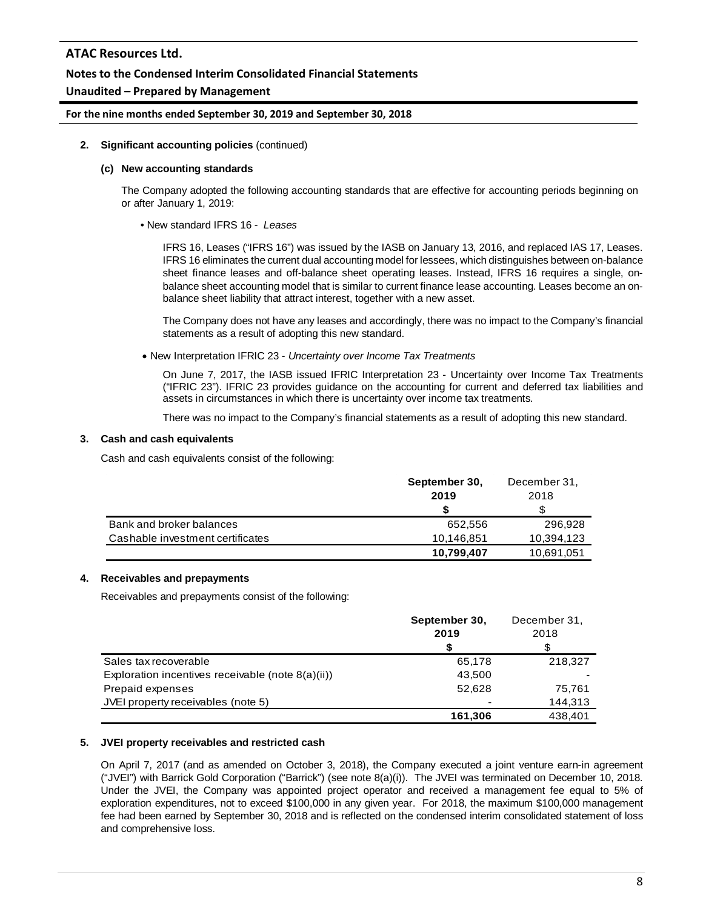**2. Significant accounting policies** (continued)

**(c) New accounting standards**

The Company adopted the following accounting standards that are effective for accounting periods beginning on or after January 1, 2019:

- New standard IFRS 16 - *Leases*

  IFRS 16, Leases ("IFRS 16") was issued by the IASB on January 13, 2016, and replaced IAS 17, Leases. IFRS 16 eliminates the current dual accounting model for lessees, which distinguishes between on-balance sheet finance leases and off-balance sheet operating leases. Instead, IFRS 16 requires a single, on-balance sheet accounting model that is similar to current finance lease accounting. Leases become an on-balance sheet liability that attract interest, together with a new asset.

  The Company does not have any leases and accordingly, there was no impact to the Company's financial statements as a result of adopting this new standard.

- New Interpretation IFRIC 23 - *Uncertainty over Income Tax Treatments*

  On June 7, 2017, the IASB issued IFRIC Interpretation 23 - Uncertainty over Income Tax Treatments ("IFRIC 23"). IFRIC 23 provides guidance on the accounting for current and deferred tax liabilities and assets in circumstances in which there is uncertainty over income tax treatments.

  There was no impact to the Company's financial statements as a result of adopting this new standard.

**3. Cash and cash equivalents**

Cash and cash equivalents consist of the following:

| | **September 30, 2019** | December 31, 2018 |
|---|---|---|
| | **$** | $ |
| Bank and broker balances | 652,556 | 296,928 |
| Cashable investment certificates | 10,146,851 | 10,394,123 |
| | **10,799,407** | 10,691,051 |

**4. Receivables and prepayments**

Receivables and prepayments consist of the following:

| | **September 30, 2019** | December 31, 2018 |
|---|---|---|
| | **$** | $ |
| Sales tax recoverable | 65,178 | 218,327 |
| Exploration incentives receivable (note 8(a)(ii)) | 43,500 | - |
| Prepaid expenses | 52,628 | 75,761 |
| JVEI property receivables (note 5) | - | 144,313 |
| | **161,306** | 438,401 |

**5. JVEI property receivables and restricted cash**

On April 7, 2017 (and as amended on October 3, 2018), the Company executed a joint venture earn-in agreement ("JVEI") with Barrick Gold Corporation ("Barrick") (see note 8(a)(i)). The JVEI was terminated on December 10, 2018. Under the JVEI, the Company was appointed project operator and received a management fee equal to 5% of exploration expenditures, not to exceed $100,000 in any given year. For 2018, the maximum $100,000 management fee had been earned by September 30, 2018 and is reflected on the condensed interim consolidated statement of loss and comprehensive loss.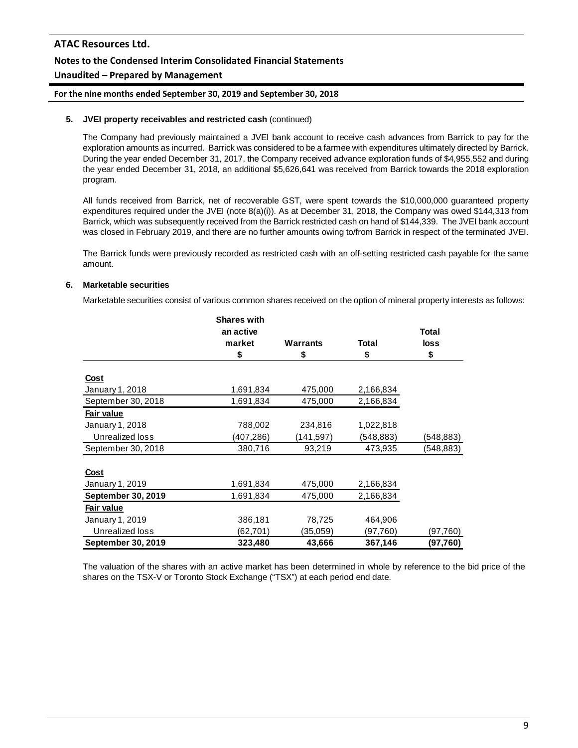**5. JVEI property receivables and restricted cash** (continued)

The Company had previously maintained a JVEI bank account to receive cash advances from Barrick to pay for the exploration amounts as incurred. Barrick was considered to be a farmee with expenditures ultimately directed by Barrick. During the year ended December 31, 2017, the Company received advance exploration funds of $4,955,552 and during the year ended December 31, 2018, an additional $5,626,641 was received from Barrick towards the 2018 exploration program.

All funds received from Barrick, net of recoverable GST, were spent towards the $10,000,000 guaranteed property expenditures required under the JVEI (note 8(a)(i)). As at December 31, 2018, the Company was owed $144,313 from Barrick, which was subsequently received from the Barrick restricted cash on hand of $144,339. The JVEI bank account was closed in February 2019, and there are no further amounts owing to/from Barrick in respect of the terminated JVEI.

The Barrick funds were previously recorded as restricted cash with an off-setting restricted cash payable for the same amount.

**6. Marketable securities**

Marketable securities consist of various common shares received on the option of mineral property interests as follows:

| | Shares with an active market<br>$ | Warrants<br>$ | Total<br>$ | Total loss<br>$ |
|---|---|---|---|---|
| **Cost** | | | | |
| January 1, 2018 | 1,691,834 | 475,000 | 2,166,834 | |
| September 30, 2018 | 1,691,834 | 475,000 | 2,166,834 | |
| **Fair value** | | | | |
| January 1, 2018 | 788,002 | 234,816 | 1,022,818 | |
| Unrealized loss | (407,286) | (141,597) | (548,883) | (548,883) |
| September 30, 2018 | 380,716 | 93,219 | 473,935 | (548,883) |
| **Cost** | | | | |
| January 1, 2019 | 1,691,834 | 475,000 | 2,166,834 | |
| **September 30, 2019** | 1,691,834 | 475,000 | 2,166,834 | |
| **Fair value** | | | | |
| January 1, 2019 | 386,181 | 78,725 | 464,906 | |
| Unrealized loss | (62,701) | (35,059) | (97,760) | (97,760) |
| **September 30, 2019** | **323,480** | **43,666** | **367,146** | **(97,760)** |

The valuation of the shares with an active market has been determined in whole by reference to the bid price of the shares on the TSX-V or Toronto Stock Exchange ("TSX") at each period end date.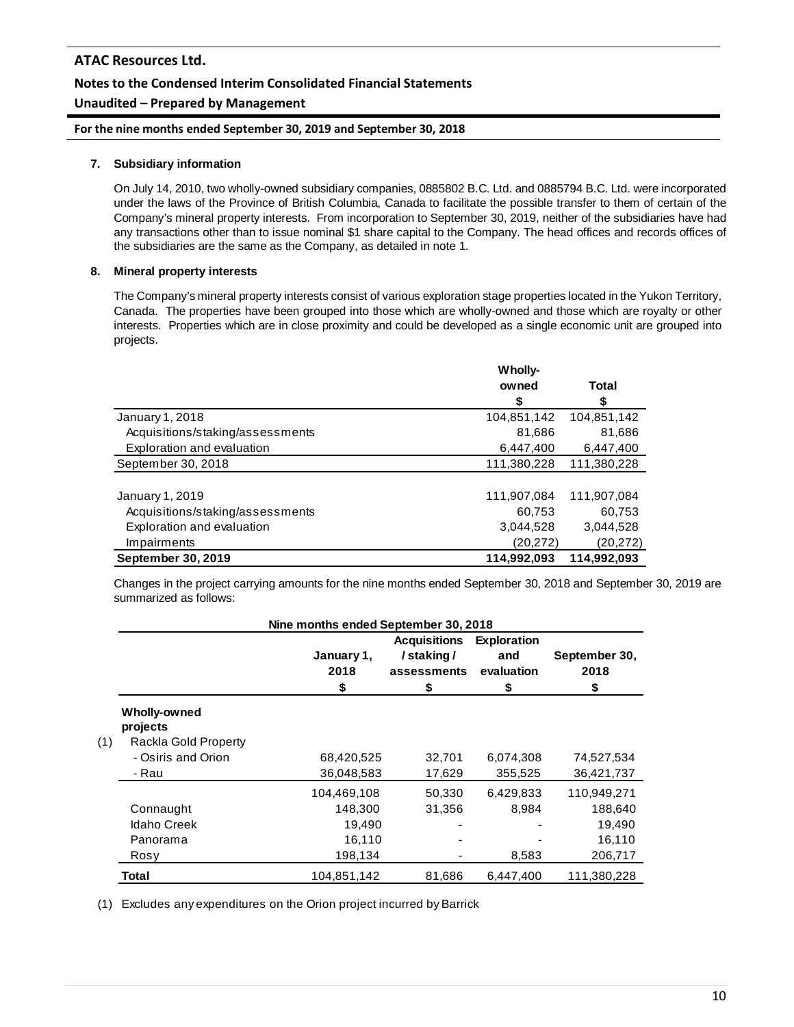## 7. Subsidiary information

On July 14, 2010, two wholly-owned subsidiary companies, 0885802 B.C. Ltd. and 0885794 B.C. Ltd. were incorporated under the laws of the Province of British Columbia, Canada to facilitate the possible transfer to them of certain of the Company's mineral property interests. From incorporation to September 30, 2019, neither of the subsidiaries have had any transactions other than to issue nominal $1 share capital to the Company. The head offices and records offices of the subsidiaries are the same as the Company, as detailed in note 1.

## 8. Mineral property interests

The Company's mineral property interests consist of various exploration stage properties located in the Yukon Territory, Canada. The properties have been grouped into those which are wholly-owned and those which are royalty or other interests. Properties which are in close proximity and could be developed as a single economic unit are grouped into projects.

| | Wholly-owned<br>$ | Total<br>$ |
|---|---|---|
| January 1, 2018 | 104,851,142 | 104,851,142 |
| Acquisitions/staking/assessments | 81,686 | 81,686 |
| Exploration and evaluation | 6,447,400 | 6,447,400 |
| September 30, 2018 | 111,380,228 | 111,380,228 |
| | | |
| January 1, 2019 | 111,907,084 | 111,907,084 |
| Acquisitions/staking/assessments | 60,753 | 60,753 |
| Exploration and evaluation | 3,044,528 | 3,044,528 |
| Impairments | (20,272) | (20,272) |
| **September 30, 2019** | **114,992,093** | **114,992,093** |

Changes in the project carrying amounts for the nine months ended September 30, 2018 and September 30, 2019 are summarized as follows:

| Nine months ended September 30, 2018 | | | | |
|---|---|---|---|---|
| | January 1, 2018<br>$ | Acquisitions / staking / assessments<br>$ | Exploration and evaluation<br>$ | September 30, 2018<br>$ |
| **Wholly-owned projects** | | | | |
| (1) Rackla Gold Property | | | | |
| - Osiris and Orion | 68,420,525 | 32,701 | 6,074,308 | 74,527,534 |
| - Rau | 36,048,583 | 17,629 | 355,525 | 36,421,737 |
| | 104,469,108 | 50,330 | 6,429,833 | 110,949,271 |
| Connaught | 148,300 | 31,356 | 8,984 | 188,640 |
| Idaho Creek | 19,490 | - | - | 19,490 |
| Panorama | 16,110 | - | - | 16,110 |
| Rosy | 198,134 | - | 8,583 | 206,717 |
| **Total** | 104,851,142 | 81,686 | 6,447,400 | 111,380,228 |

(1) Excludes any expenditures on the Orion project incurred by Barrick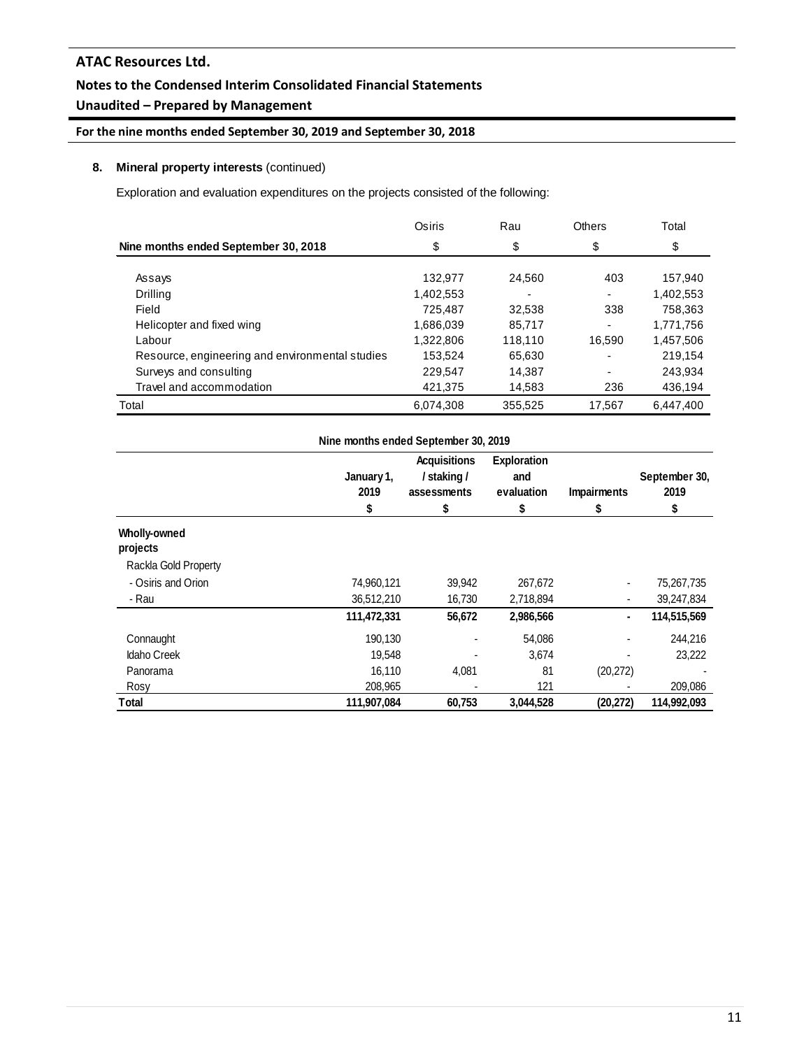## 8. Mineral property interests (continued)

Exploration and evaluation expenditures on the projects consisted of the following:

| Nine months ended September 30, 2018 | Osiris<br>$ | Rau<br>$ | Others<br>$ | Total<br>$ |
|---|---|---|---|---|
| Assays | 132,977 | 24,560 | 403 | 157,940 |
| Drilling | 1,402,553 | - | - | 1,402,553 |
| Field | 725,487 | 32,538 | 338 | 758,363 |
| Helicopter and fixed wing | 1,686,039 | 85,717 | - | 1,771,756 |
| Labour | 1,322,806 | 118,110 | 16,590 | 1,457,506 |
| Resource, engineering and environmental studies | 153,524 | 65,630 | - | 219,154 |
| Surveys and consulting | 229,547 | 14,387 | - | 243,934 |
| Travel and accommodation | 421,375 | 14,583 | 236 | 436,194 |
| Total | 6,074,308 | 355,525 | 17,567 | 6,447,400 |

**Nine months ended September 30, 2019**

| | January 1, 2019<br>$ | Acquisitions / staking / assessments<br>$ | Exploration and evaluation<br>$ | Impairments<br>$ | September 30, 2019<br>$ |
|---|---|---|---|---|---|
| **Wholly-owned projects** | | | | | |
| Rackla Gold Property | | | | | |
| - Osiris and Orion | 74,960,121 | 39,942 | 267,672 | - | 75,267,735 |
| - Rau | 36,512,210 | 16,730 | 2,718,894 | - | 39,247,834 |
| | **111,472,331** | **56,672** | **2,986,566** | **-** | **114,515,569** |
| Connaught | 190,130 | - | 54,086 | - | 244,216 |
| Idaho Creek | 19,548 | - | 3,674 | - | 23,222 |
| Panorama | 16,110 | 4,081 | 81 | (20,272) | - |
| Rosy | 208,965 | - | 121 | - | 209,086 |
| **Total** | **111,907,084** | **60,753** | **3,044,528** | **(20,272)** | **114,992,093** |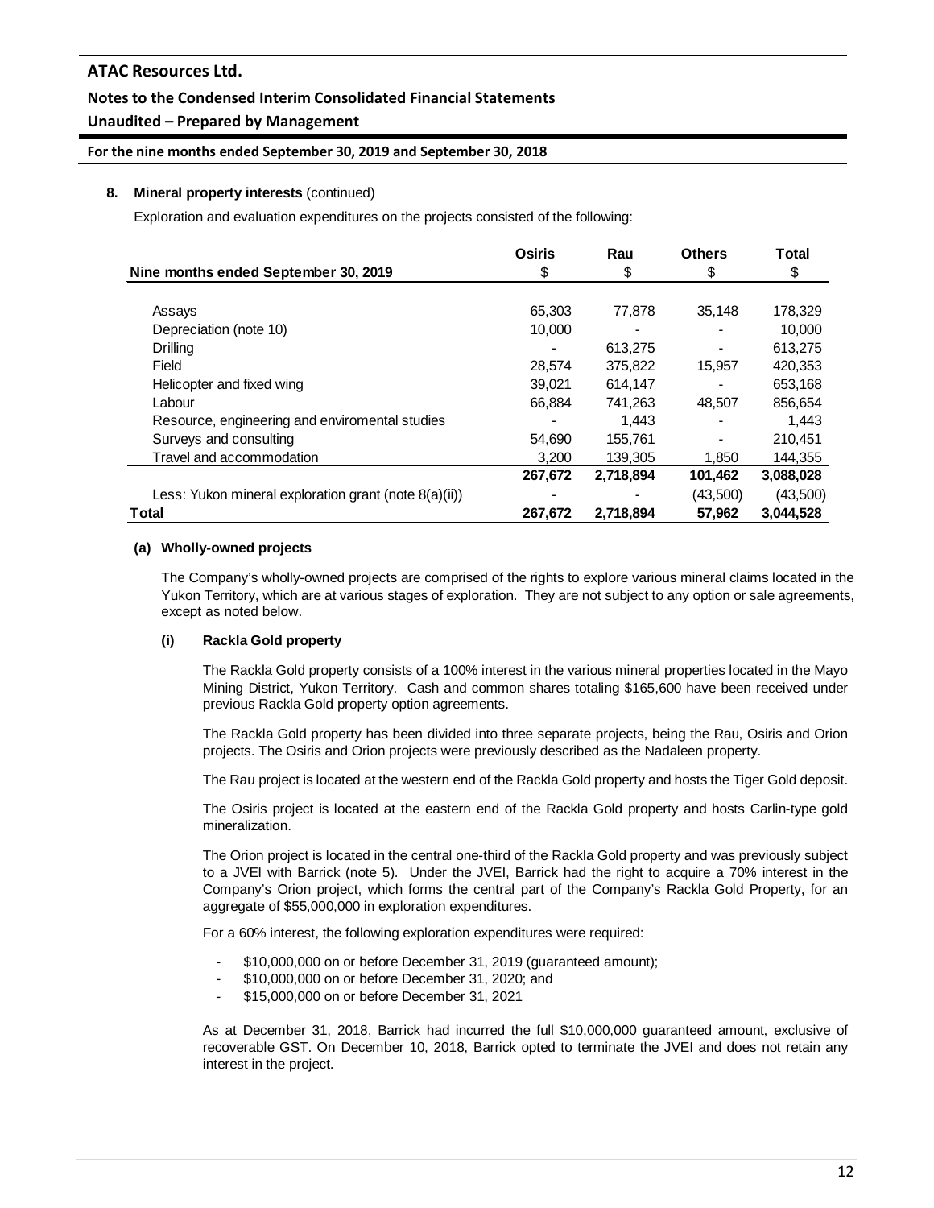## 8. Mineral property interests (continued)

Exploration and evaluation expenditures on the projects consisted of the following:

| Nine months ended September 30, 2019 | Osiris<br>\$ | Rau<br>\$ | Others<br>\$ | Total<br>\$ |
|---|---|---|---|---|
| Assays | 65,303 | 77,878 | 35,148 | 178,329 |
| Depreciation (note 10) | 10,000 | - | - | 10,000 |
| Drilling | - | 613,275 | - | 613,275 |
| Field | 28,574 | 375,822 | 15,957 | 420,353 |
| Helicopter and fixed wing | 39,021 | 614,147 | - | 653,168 |
| Labour | 66,884 | 741,263 | 48,507 | 856,654 |
| Resource, engineering and enviromental studies | - | 1,443 | - | 1,443 |
| Surveys and consulting | 54,690 | 155,761 | - | 210,451 |
| Travel and accommodation | 3,200 | 139,305 | 1,850 | 144,355 |
| | **267,672** | **2,718,894** | **101,462** | **3,088,028** |
| Less: Yukon mineral exploration grant (note 8(a)(ii)) | - | - | (43,500) | (43,500) |
| **Total** | **267,672** | **2,718,894** | **57,962** | **3,044,528** |

### (a) Wholly-owned projects

The Company's wholly-owned projects are comprised of the rights to explore various mineral claims located in the Yukon Territory, which are at various stages of exploration. They are not subject to any option or sale agreements, except as noted below.

#### (i) Rackla Gold property

The Rackla Gold property consists of a 100% interest in the various mineral properties located in the Mayo Mining District, Yukon Territory. Cash and common shares totaling \$165,600 have been received under previous Rackla Gold property option agreements.

The Rackla Gold property has been divided into three separate projects, being the Rau, Osiris and Orion projects. The Osiris and Orion projects were previously described as the Nadaleen property.

The Rau project is located at the western end of the Rackla Gold property and hosts the Tiger Gold deposit.

The Osiris project is located at the eastern end of the Rackla Gold property and hosts Carlin-type gold mineralization.

The Orion project is located in the central one-third of the Rackla Gold property and was previously subject to a JVEI with Barrick (note 5). Under the JVEI, Barrick had the right to acquire a 70% interest in the Company's Orion project, which forms the central part of the Company's Rackla Gold Property, for an aggregate of \$55,000,000 in exploration expenditures.

For a 60% interest, the following exploration expenditures were required:

- \$10,000,000 on or before December 31, 2019 (guaranteed amount);
- \$10,000,000 on or before December 31, 2020; and
- \$15,000,000 on or before December 31, 2021

As at December 31, 2018, Barrick had incurred the full \$10,000,000 guaranteed amount, exclusive of recoverable GST. On December 10, 2018, Barrick opted to terminate the JVEI and does not retain any interest in the project.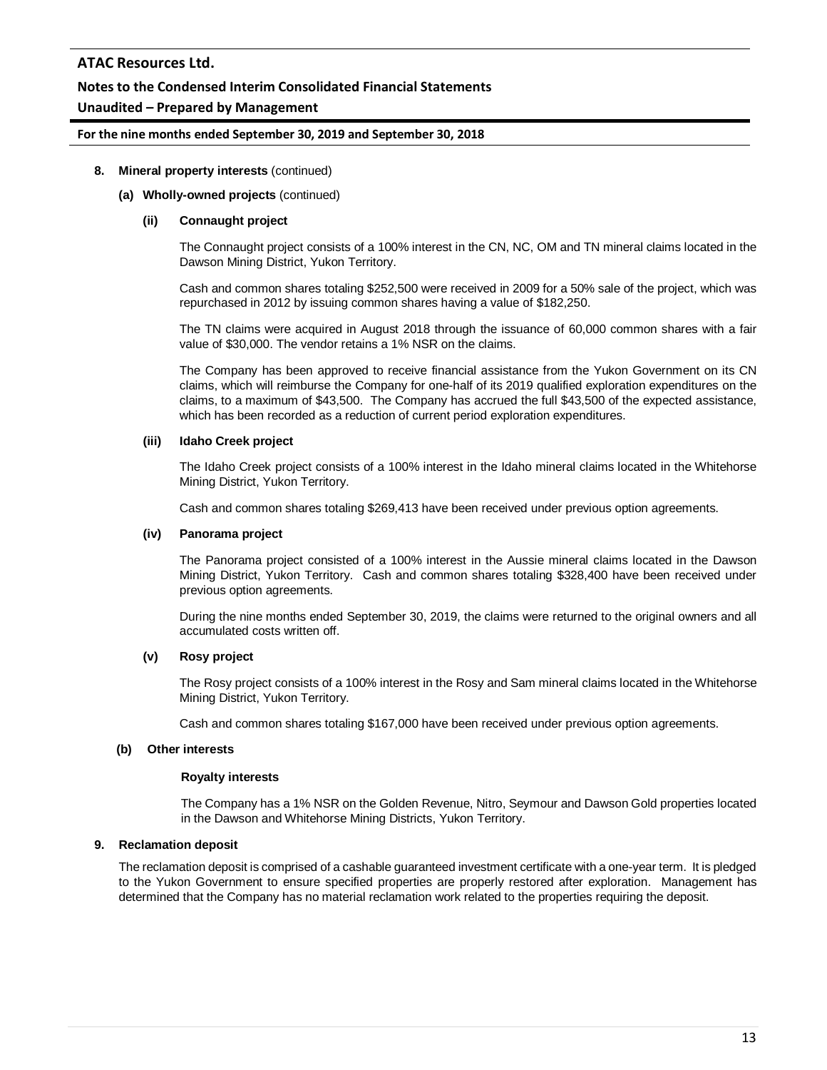### 8. Mineral property interests (continued)

#### (a) Wholly-owned projects (continued)

##### (ii) Connaught project

The Connaught project consists of a 100% interest in the CN, NC, OM and TN mineral claims located in the Dawson Mining District, Yukon Territory.

Cash and common shares totaling $252,500 were received in 2009 for a 50% sale of the project, which was repurchased in 2012 by issuing common shares having a value of $182,250.

The TN claims were acquired in August 2018 through the issuance of 60,000 common shares with a fair value of $30,000. The vendor retains a 1% NSR on the claims.

The Company has been approved to receive financial assistance from the Yukon Government on its CN claims, which will reimburse the Company for one-half of its 2019 qualified exploration expenditures on the claims, to a maximum of $43,500. The Company has accrued the full $43,500 of the expected assistance, which has been recorded as a reduction of current period exploration expenditures.

##### (iii) Idaho Creek project

The Idaho Creek project consists of a 100% interest in the Idaho mineral claims located in the Whitehorse Mining District, Yukon Territory.

Cash and common shares totaling $269,413 have been received under previous option agreements.

##### (iv) Panorama project

The Panorama project consisted of a 100% interest in the Aussie mineral claims located in the Dawson Mining District, Yukon Territory. Cash and common shares totaling $328,400 have been received under previous option agreements.

During the nine months ended September 30, 2019, the claims were returned to the original owners and all accumulated costs written off.

##### (v) Rosy project

The Rosy project consists of a 100% interest in the Rosy and Sam mineral claims located in the Whitehorse Mining District, Yukon Territory.

Cash and common shares totaling $167,000 have been received under previous option agreements.

#### (b) Other interests

**Royalty interests**

The Company has a 1% NSR on the Golden Revenue, Nitro, Seymour and Dawson Gold properties located in the Dawson and Whitehorse Mining Districts, Yukon Territory.

### 9. Reclamation deposit

The reclamation deposit is comprised of a cashable guaranteed investment certificate with a one-year term. It is pledged to the Yukon Government to ensure specified properties are properly restored after exploration. Management has determined that the Company has no material reclamation work related to the properties requiring the deposit.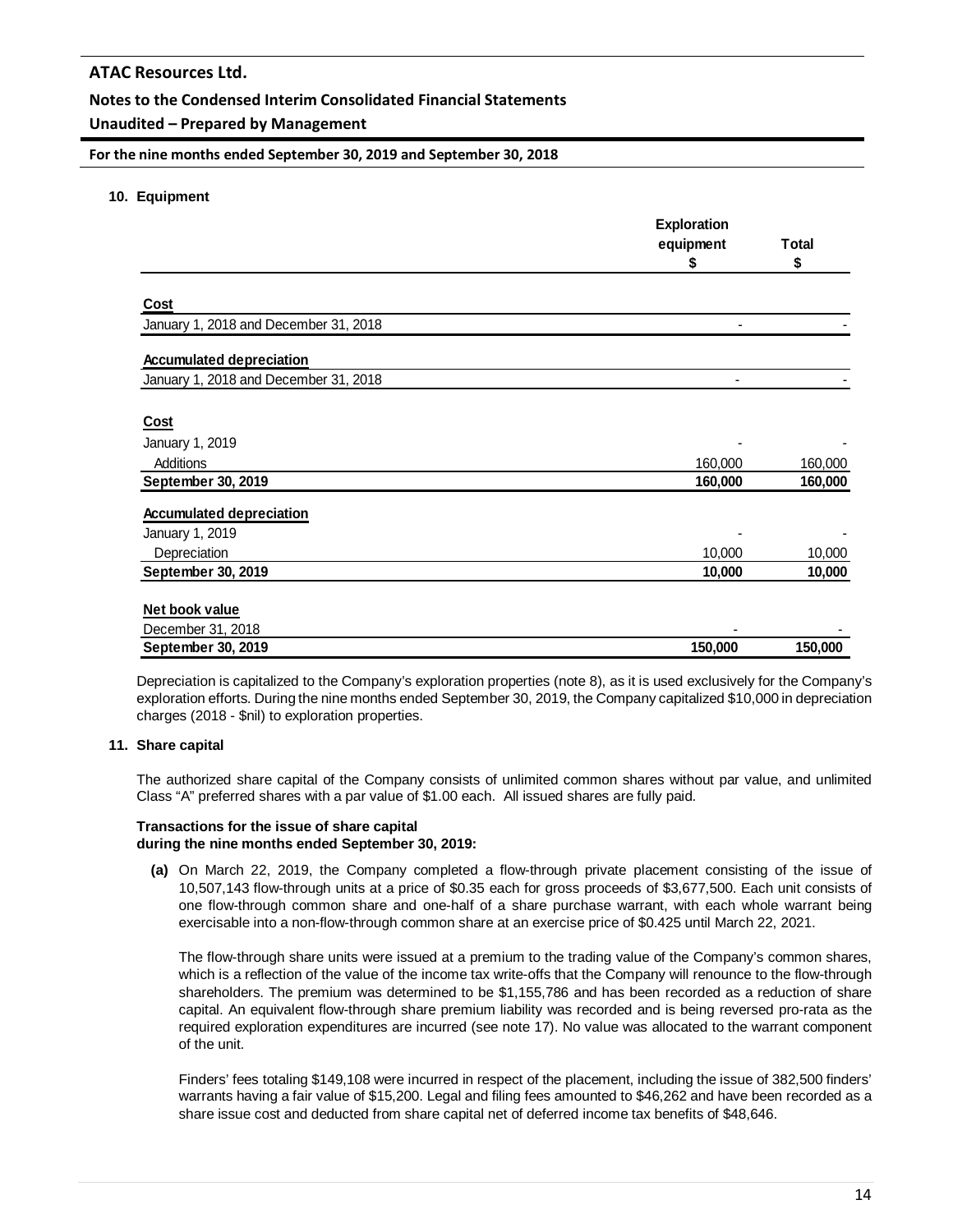### 10. Equipment

| | Exploration equipment $ | Total $ |
|---|---|---|
| **Cost** | | |
| January 1, 2018 and December 31, 2018 | - | - |
| **Accumulated depreciation** | | |
| January 1, 2018 and December 31, 2018 | - | - |
| **Cost** | | |
| January 1, 2019 | - | - |
| Additions | 160,000 | 160,000 |
| **September 30, 2019** | **160,000** | **160,000** |
| **Accumulated depreciation** | | |
| January 1, 2019 | - | - |
| Depreciation | 10,000 | 10,000 |
| **September 30, 2019** | **10,000** | **10,000** |
| **Net book value** | | |
| December 31, 2018 | - | - |
| **September 30, 2019** | **150,000** | **150,000** |

Depreciation is capitalized to the Company's exploration properties (note 8), as it is used exclusively for the Company's exploration efforts. During the nine months ended September 30, 2019, the Company capitalized $10,000 in depreciation charges (2018 - $nil) to exploration properties.

### 11. Share capital

The authorized share capital of the Company consists of unlimited common shares without par value, and unlimited Class "A" preferred shares with a par value of $1.00 each. All issued shares are fully paid.

**Transactions for the issue of share capital during the nine months ended September 30, 2019:**

**(a)** On March 22, 2019, the Company completed a flow-through private placement consisting of the issue of 10,507,143 flow-through units at a price of $0.35 each for gross proceeds of $3,677,500. Each unit consists of one flow-through common share and one-half of a share purchase warrant, with each whole warrant being exercisable into a non-flow-through common share at an exercise price of $0.425 until March 22, 2021.

The flow-through share units were issued at a premium to the trading value of the Company's common shares, which is a reflection of the value of the income tax write-offs that the Company will renounce to the flow-through shareholders. The premium was determined to be $1,155,786 and has been recorded as a reduction of share capital. An equivalent flow-through share premium liability was recorded and is being reversed pro-rata as the required exploration expenditures are incurred (see note 17). No value was allocated to the warrant component of the unit.

Finders' fees totaling $149,108 were incurred in respect of the placement, including the issue of 382,500 finders' warrants having a fair value of $15,200. Legal and filing fees amounted to $46,262 and have been recorded as a share issue cost and deducted from share capital net of deferred income tax benefits of $48,646.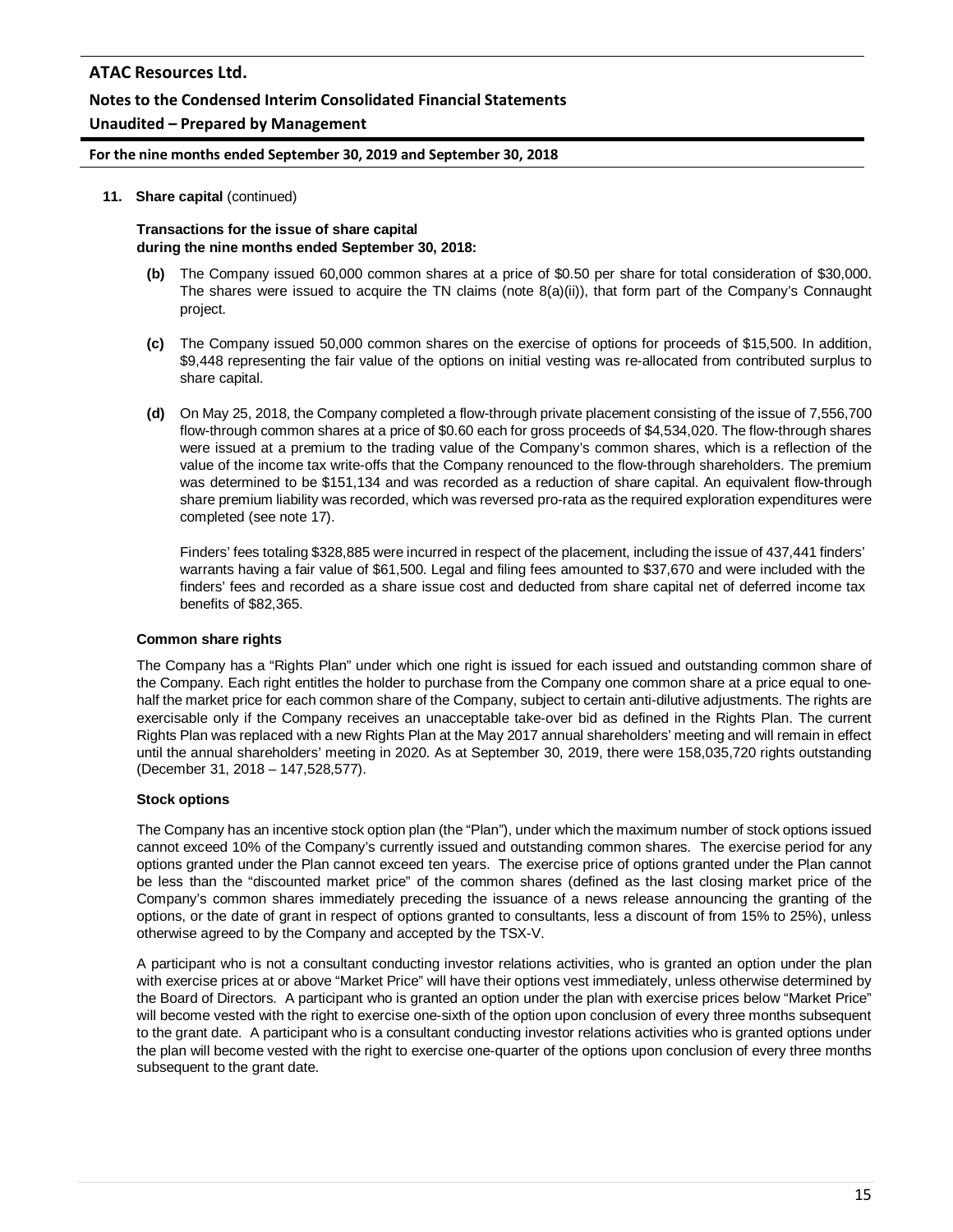**11. Share capital** (continued)

**Transactions for the issue of share capital during the nine months ended September 30, 2018:**

**(b)** The Company issued 60,000 common shares at a price of $0.50 per share for total consideration of $30,000. The shares were issued to acquire the TN claims (note 8(a)(ii)), that form part of the Company's Connaught project.

**(c)** The Company issued 50,000 common shares on the exercise of options for proceeds of $15,500. In addition, $9,448 representing the fair value of the options on initial vesting was re-allocated from contributed surplus to share capital.

**(d)** On May 25, 2018, the Company completed a flow-through private placement consisting of the issue of 7,556,700 flow-through common shares at a price of $0.60 each for gross proceeds of $4,534,020. The flow-through shares were issued at a premium to the trading value of the Company's common shares, which is a reflection of the value of the income tax write-offs that the Company renounced to the flow-through shareholders. The premium was determined to be $151,134 and was recorded as a reduction of share capital. An equivalent flow-through share premium liability was recorded, which was reversed pro-rata as the required exploration expenditures were completed (see note 17).

Finders' fees totaling $328,885 were incurred in respect of the placement, including the issue of 437,441 finders' warrants having a fair value of $61,500. Legal and filing fees amounted to $37,670 and were included with the finders' fees and recorded as a share issue cost and deducted from share capital net of deferred income tax benefits of $82,365.

**Common share rights**

The Company has a "Rights Plan" under which one right is issued for each issued and outstanding common share of the Company. Each right entitles the holder to purchase from the Company one common share at a price equal to one-half the market price for each common share of the Company, subject to certain anti-dilutive adjustments. The rights are exercisable only if the Company receives an unacceptable take-over bid as defined in the Rights Plan. The current Rights Plan was replaced with a new Rights Plan at the May 2017 annual shareholders' meeting and will remain in effect until the annual shareholders' meeting in 2020. As at September 30, 2019, there were 158,035,720 rights outstanding (December 31, 2018 – 147,528,577).

**Stock options**

The Company has an incentive stock option plan (the "Plan"), under which the maximum number of stock options issued cannot exceed 10% of the Company's currently issued and outstanding common shares. The exercise period for any options granted under the Plan cannot exceed ten years. The exercise price of options granted under the Plan cannot be less than the "discounted market price" of the common shares (defined as the last closing market price of the Company's common shares immediately preceding the issuance of a news release announcing the granting of the options, or the date of grant in respect of options granted to consultants, less a discount of from 15% to 25%), unless otherwise agreed to by the Company and accepted by the TSX-V.

A participant who is not a consultant conducting investor relations activities, who is granted an option under the plan with exercise prices at or above "Market Price" will have their options vest immediately, unless otherwise determined by the Board of Directors. A participant who is granted an option under the plan with exercise prices below "Market Price" will become vested with the right to exercise one-sixth of the option upon conclusion of every three months subsequent to the grant date. A participant who is a consultant conducting investor relations activities who is granted options under the plan will become vested with the right to exercise one-quarter of the options upon conclusion of every three months subsequent to the grant date.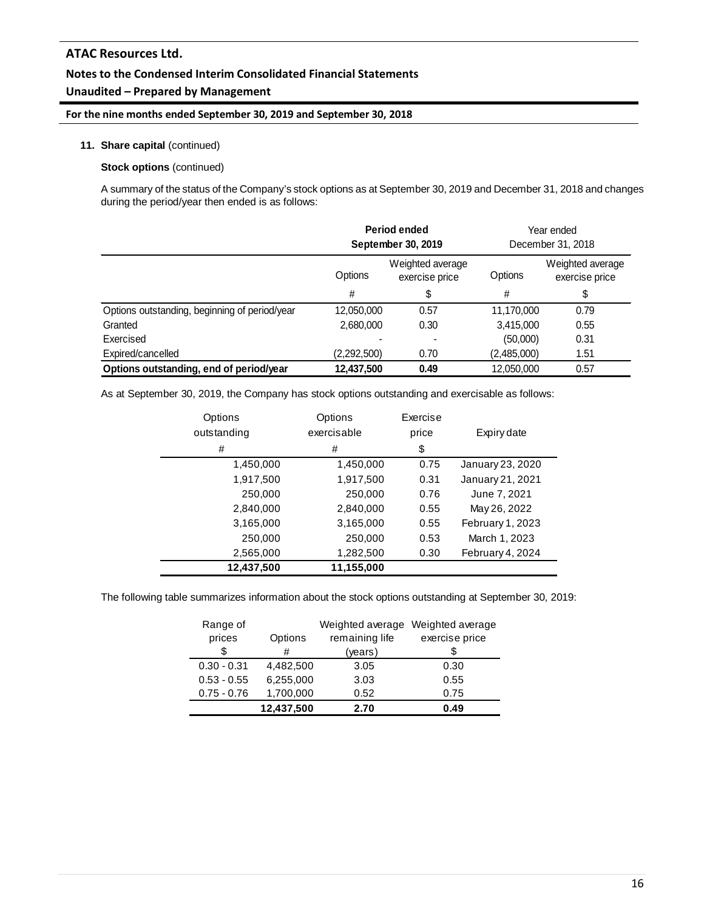**11. Share capital** (continued)

**Stock options** (continued)

A summary of the status of the Company's stock options as at September 30, 2019 and December 31, 2018 and changes during the period/year then ended is as follows:

| | **Period ended September 30, 2019** | | Year ended December 31, 2018 | |
|---|---|---|---|---|
| | Options | Weighted average exercise price | Options | Weighted average exercise price |
| | # | $ | # | $ |
| Options outstanding, beginning of period/year | 12,050,000 | 0.57 | 11,170,000 | 0.79 |
| Granted | 2,680,000 | 0.30 | 3,415,000 | 0.55 |
| Exercised | - | - | (50,000) | 0.31 |
| Expired/cancelled | (2,292,500) | 0.70 | (2,485,000) | 1.51 |
| **Options outstanding, end of period/year** | **12,437,500** | **0.49** | 12,050,000 | 0.57 |

As at September 30, 2019, the Company has stock options outstanding and exercisable as follows:

| Options outstanding # | Options exercisable # | Exercise price $ | Expiry date |
|---|---|---|---|
| 1,450,000 | 1,450,000 | 0.75 | January 23, 2020 |
| 1,917,500 | 1,917,500 | 0.31 | January 21, 2021 |
| 250,000 | 250,000 | 0.76 | June 7, 2021 |
| 2,840,000 | 2,840,000 | 0.55 | May 26, 2022 |
| 3,165,000 | 3,165,000 | 0.55 | February 1, 2023 |
| 250,000 | 250,000 | 0.53 | March 1, 2023 |
| 2,565,000 | 1,282,500 | 0.30 | February 4, 2024 |
| **12,437,500** | **11,155,000** | | |

The following table summarizes information about the stock options outstanding at September 30, 2019:

| Range of prices $ | Options # | Weighted average remaining life (years) | Weighted average exercise price $ |
|---|---|---|---|
| 0.30 - 0.31 | 4,482,500 | 3.05 | 0.30 |
| 0.53 - 0.55 | 6,255,000 | 3.03 | 0.55 |
| 0.75 - 0.76 | 1,700,000 | 0.52 | 0.75 |
| | **12,437,500** | **2.70** | **0.49** |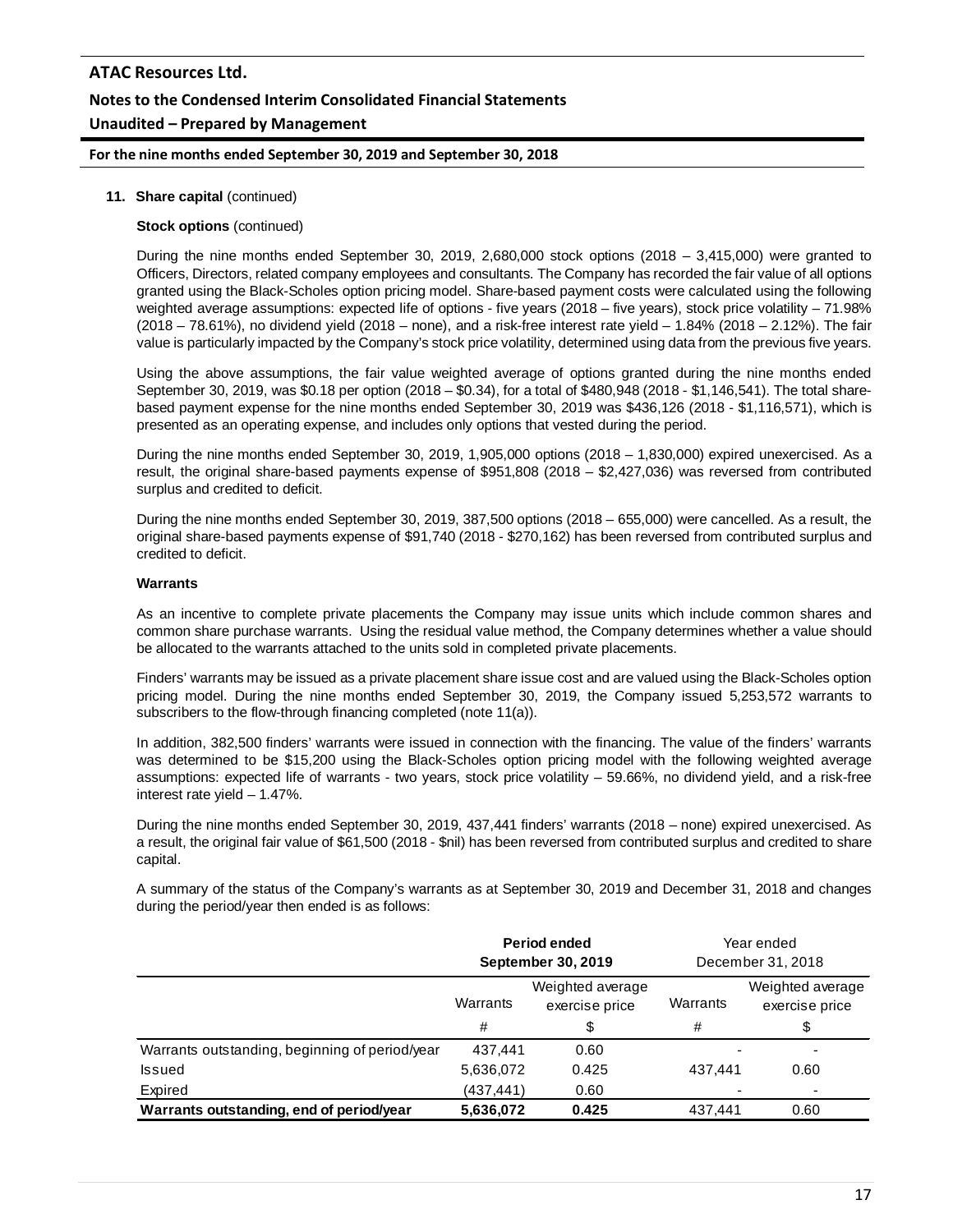**11. Share capital** (continued)

**Stock options** (continued)

During the nine months ended September 30, 2019, 2,680,000 stock options (2018 – 3,415,000) were granted to Officers, Directors, related company employees and consultants. The Company has recorded the fair value of all options granted using the Black-Scholes option pricing model. Share-based payment costs were calculated using the following weighted average assumptions: expected life of options - five years (2018 – five years), stock price volatility – 71.98% (2018 – 78.61%), no dividend yield (2018 – none), and a risk-free interest rate yield – 1.84% (2018 – 2.12%). The fair value is particularly impacted by the Company's stock price volatility, determined using data from the previous five years.

Using the above assumptions, the fair value weighted average of options granted during the nine months ended September 30, 2019, was $0.18 per option (2018 – $0.34), for a total of $480,948 (2018 - $1,146,541). The total share-based payment expense for the nine months ended September 30, 2019 was $436,126 (2018 - $1,116,571), which is presented as an operating expense, and includes only options that vested during the period.

During the nine months ended September 30, 2019, 1,905,000 options (2018 – 1,830,000) expired unexercised. As a result, the original share-based payments expense of $951,808 (2018 – $2,427,036) was reversed from contributed surplus and credited to deficit.

During the nine months ended September 30, 2019, 387,500 options (2018 – 655,000) were cancelled. As a result, the original share-based payments expense of $91,740 (2018 - $270,162) has been reversed from contributed surplus and credited to deficit.

**Warrants**

As an incentive to complete private placements the Company may issue units which include common shares and common share purchase warrants. Using the residual value method, the Company determines whether a value should be allocated to the warrants attached to the units sold in completed private placements.

Finders' warrants may be issued as a private placement share issue cost and are valued using the Black-Scholes option pricing model. During the nine months ended September 30, 2019, the Company issued 5,253,572 warrants to subscribers to the flow-through financing completed (note 11(a)).

In addition, 382,500 finders' warrants were issued in connection with the financing. The value of the finders' warrants was determined to be $15,200 using the Black-Scholes option pricing model with the following weighted average assumptions: expected life of warrants - two years, stock price volatility – 59.66%, no dividend yield, and a risk-free interest rate yield – 1.47%.

During the nine months ended September 30, 2019, 437,441 finders' warrants (2018 – none) expired unexercised. As a result, the original fair value of $61,500 (2018 - $nil) has been reversed from contributed surplus and credited to share capital.

A summary of the status of the Company's warrants as at September 30, 2019 and December 31, 2018 and changes during the period/year then ended is as follows:

| | **Period ended September 30, 2019** | | Year ended December 31, 2018 | |
|---|---|---|---|---|
| | Warrants | Weighted average exercise price | Warrants | Weighted average exercise price |
| | # | $ | # | $ |
| Warrants outstanding, beginning of period/year | 437,441 | 0.60 | - | - |
| Issued | 5,636,072 | 0.425 | 437,441 | 0.60 |
| Expired | (437,441) | 0.60 | - | - |
| **Warrants outstanding, end of period/year** | **5,636,072** | **0.425** | 437,441 | 0.60 |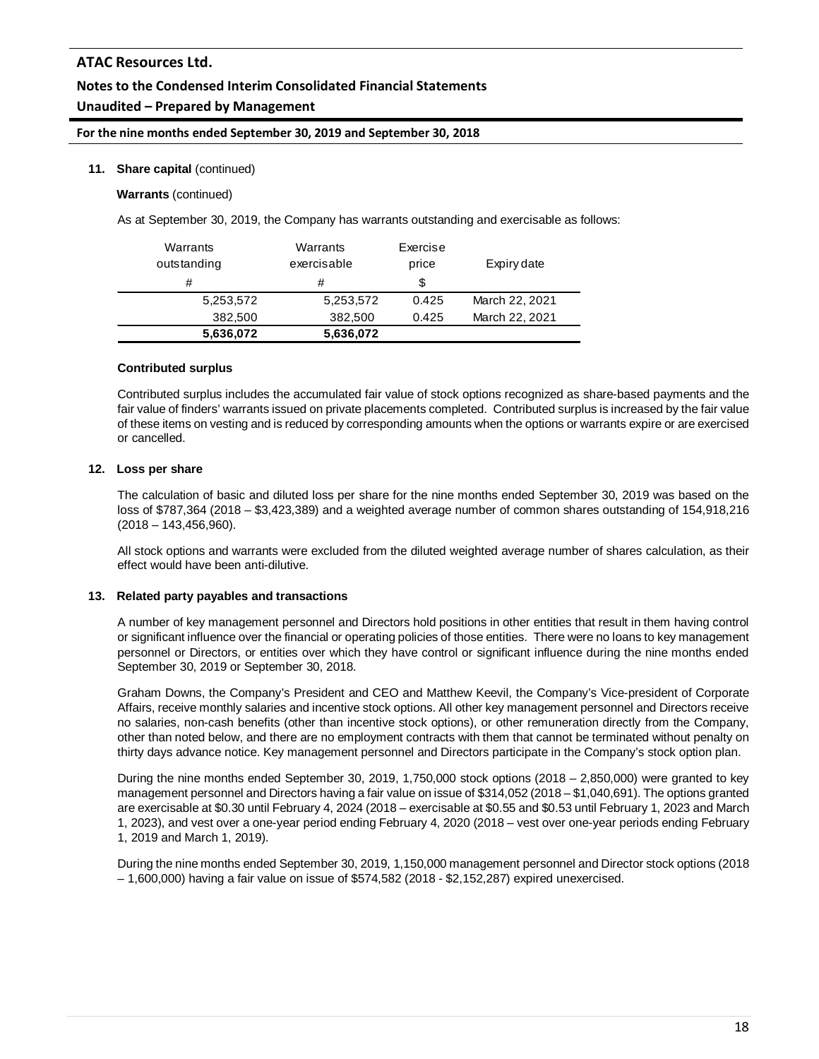**11. Share capital** (continued)

**Warrants** (continued)

As at September 30, 2019, the Company has warrants outstanding and exercisable as follows:

| Warrants outstanding | Warrants exercisable | Exercise price | Expiry date |
|---|---|---|---|
| # | # | $ | |
| 5,253,572 | 5,253,572 | 0.425 | March 22, 2021 |
| 382,500 | 382,500 | 0.425 | March 22, 2021 |
| **5,636,072** | **5,636,072** | | |

**Contributed surplus**

Contributed surplus includes the accumulated fair value of stock options recognized as share-based payments and the fair value of finders' warrants issued on private placements completed. Contributed surplus is increased by the fair value of these items on vesting and is reduced by corresponding amounts when the options or warrants expire or are exercised or cancelled.

**12. Loss per share**

The calculation of basic and diluted loss per share for the nine months ended September 30, 2019 was based on the loss of $787,364 (2018 – $3,423,389) and a weighted average number of common shares outstanding of 154,918,216 (2018 – 143,456,960).

All stock options and warrants were excluded from the diluted weighted average number of shares calculation, as their effect would have been anti-dilutive.

**13. Related party payables and transactions**

A number of key management personnel and Directors hold positions in other entities that result in them having control or significant influence over the financial or operating policies of those entities. There were no loans to key management personnel or Directors, or entities over which they have control or significant influence during the nine months ended September 30, 2019 or September 30, 2018.

Graham Downs, the Company's President and CEO and Matthew Keevil, the Company's Vice-president of Corporate Affairs, receive monthly salaries and incentive stock options. All other key management personnel and Directors receive no salaries, non-cash benefits (other than incentive stock options), or other remuneration directly from the Company, other than noted below, and there are no employment contracts with them that cannot be terminated without penalty on thirty days advance notice. Key management personnel and Directors participate in the Company's stock option plan.

During the nine months ended September 30, 2019, 1,750,000 stock options (2018 – 2,850,000) were granted to key management personnel and Directors having a fair value on issue of $314,052 (2018 – $1,040,691). The options granted are exercisable at $0.30 until February 4, 2024 (2018 – exercisable at $0.55 and $0.53 until February 1, 2023 and March 1, 2023), and vest over a one-year period ending February 4, 2020 (2018 – vest over one-year periods ending February 1, 2019 and March 1, 2019).

During the nine months ended September 30, 2019, 1,150,000 management personnel and Director stock options (2018 – 1,600,000) having a fair value on issue of $574,582 (2018 - $2,152,287) expired unexercised.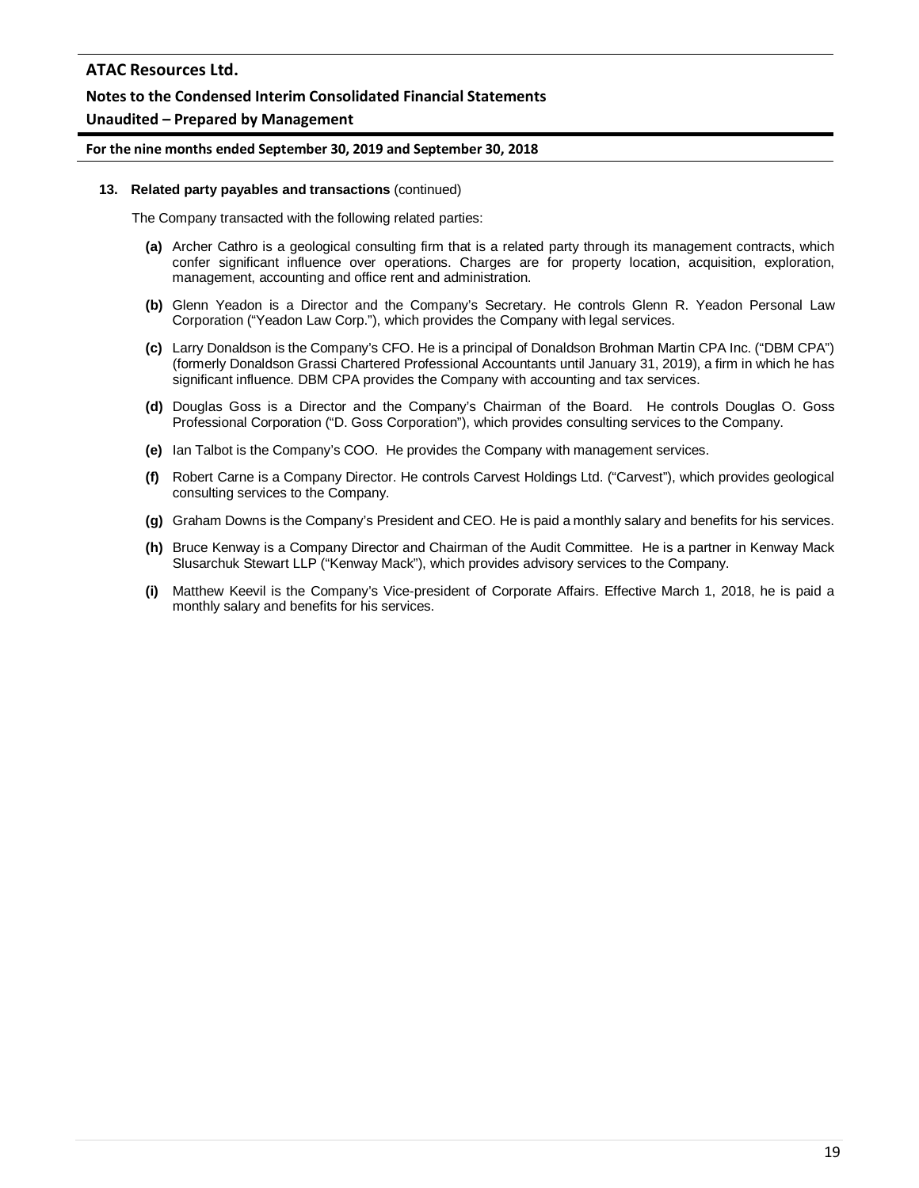**13. Related party payables and transactions** (continued)

The Company transacted with the following related parties:

- **(a)** Archer Cathro is a geological consulting firm that is a related party through its management contracts, which confer significant influence over operations. Charges are for property location, acquisition, exploration, management, accounting and office rent and administration.
- **(b)** Glenn Yeadon is a Director and the Company's Secretary. He controls Glenn R. Yeadon Personal Law Corporation ("Yeadon Law Corp."), which provides the Company with legal services.
- **(c)** Larry Donaldson is the Company's CFO. He is a principal of Donaldson Brohman Martin CPA Inc. ("DBM CPA") (formerly Donaldson Grassi Chartered Professional Accountants until January 31, 2019), a firm in which he has significant influence. DBM CPA provides the Company with accounting and tax services.
- **(d)** Douglas Goss is a Director and the Company's Chairman of the Board. He controls Douglas O. Goss Professional Corporation ("D. Goss Corporation"), which provides consulting services to the Company.
- **(e)** Ian Talbot is the Company's COO. He provides the Company with management services.
- **(f)** Robert Carne is a Company Director. He controls Carvest Holdings Ltd. ("Carvest"), which provides geological consulting services to the Company.
- **(g)** Graham Downs is the Company's President and CEO. He is paid a monthly salary and benefits for his services.
- **(h)** Bruce Kenway is a Company Director and Chairman of the Audit Committee. He is a partner in Kenway Mack Slusarchuk Stewart LLP ("Kenway Mack"), which provides advisory services to the Company.
- **(i)** Matthew Keevil is the Company's Vice-president of Corporate Affairs. Effective March 1, 2018, he is paid a monthly salary and benefits for his services.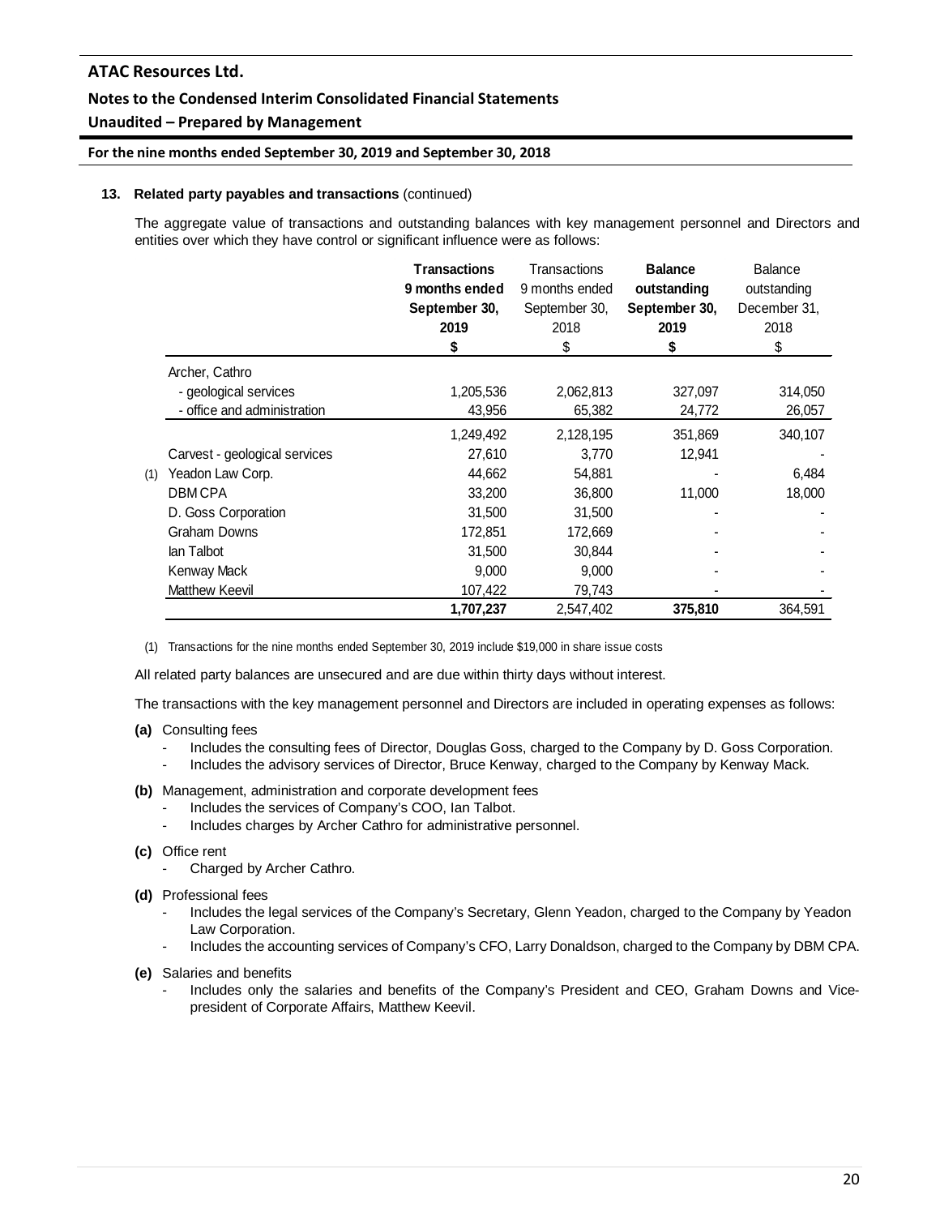**13. Related party payables and transactions** (continued)

The aggregate value of transactions and outstanding balances with key management personnel and Directors and entities over which they have control or significant influence were as follows:

| | **Transactions 9 months ended September 30, 2019** | Transactions 9 months ended September 30, 2018 | **Balance outstanding September 30, 2019** | Balance outstanding December 31, 2018 |
|---|---|---|---|---|
| | **$** | $ | **$** | $ |
| Archer, Cathro | | | | |
| - geological services | 1,205,536 | 2,062,813 | 327,097 | 314,050 |
| - office and administration | 43,956 | 65,382 | 24,772 | 26,057 |
| | 1,249,492 | 2,128,195 | 351,869 | 340,107 |
| Carvest - geological services | 27,610 | 3,770 | 12,941 | - |
| (1) Yeadon Law Corp. | 44,662 | 54,881 | - | 6,484 |
| DBM CPA | 33,200 | 36,800 | 11,000 | 18,000 |
| D. Goss Corporation | 31,500 | 31,500 | - | - |
| Graham Downs | 172,851 | 172,669 | - | - |
| Ian Talbot | 31,500 | 30,844 | - | - |
| Kenway Mack | 9,000 | 9,000 | - | - |
| Matthew Keevil | 107,422 | 79,743 | - | - |
| | **1,707,237** | 2,547,402 | **375,810** | 364,591 |

(1) Transactions for the nine months ended September 30, 2019 include $19,000 in share issue costs

All related party balances are unsecured and are due within thirty days without interest.

The transactions with the key management personnel and Directors are included in operating expenses as follows:

**(a)** Consulting fees
- Includes the consulting fees of Director, Douglas Goss, charged to the Company by D. Goss Corporation.
- Includes the advisory services of Director, Bruce Kenway, charged to the Company by Kenway Mack.

**(b)** Management, administration and corporate development fees
- Includes the services of Company's COO, Ian Talbot.
- Includes charges by Archer Cathro for administrative personnel.

**(c)** Office rent
- Charged by Archer Cathro.

**(d)** Professional fees
- Includes the legal services of the Company's Secretary, Glenn Yeadon, charged to the Company by Yeadon Law Corporation.
- Includes the accounting services of Company's CFO, Larry Donaldson, charged to the Company by DBM CPA.

**(e)** Salaries and benefits
- Includes only the salaries and benefits of the Company's President and CEO, Graham Downs and Vice-president of Corporate Affairs, Matthew Keevil.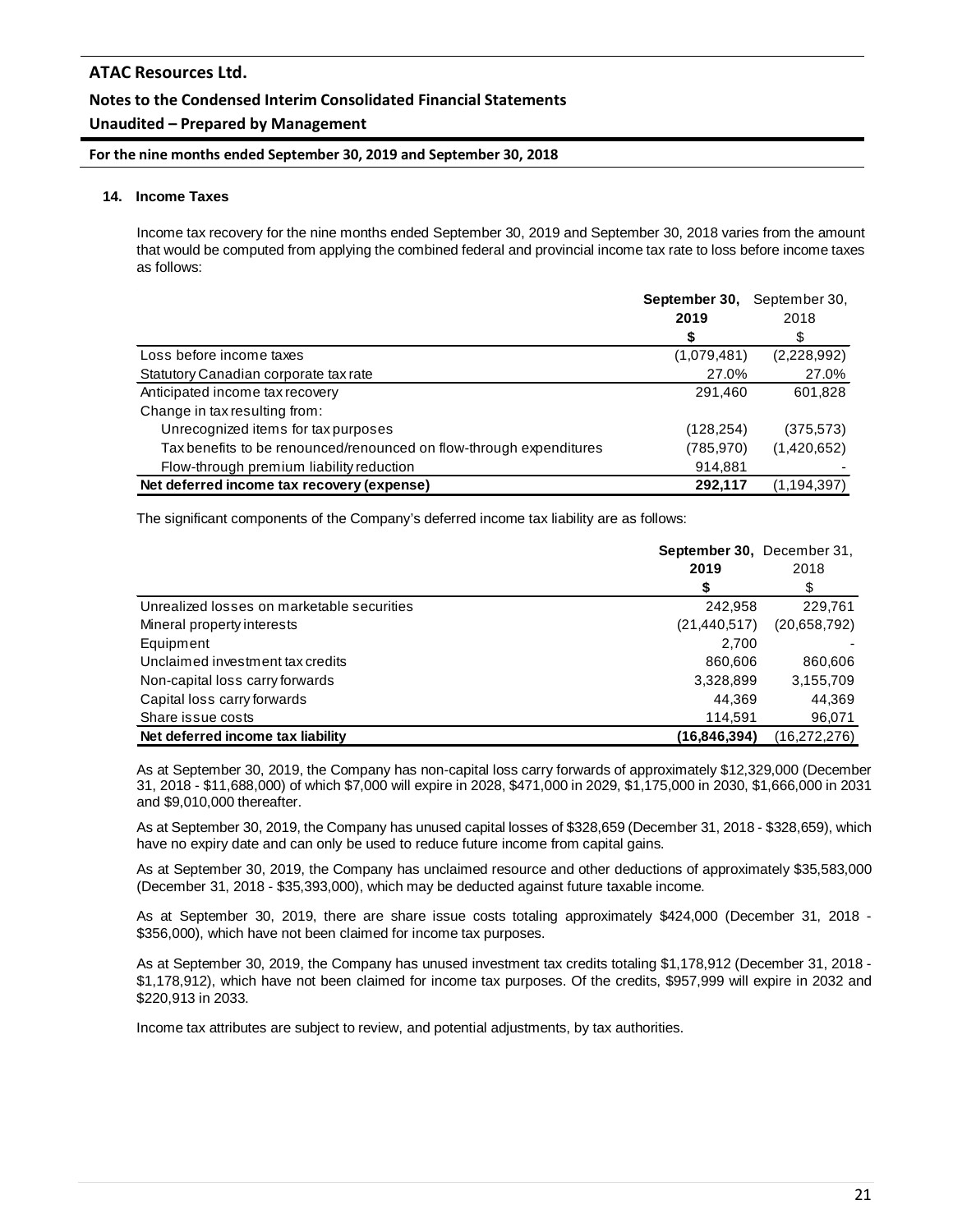## 14. Income Taxes

Income tax recovery for the nine months ended September 30, 2019 and September 30, 2018 varies from the amount that would be computed from applying the combined federal and provincial income tax rate to loss before income taxes as follows:

| | **September 30, 2019** | September 30, 2018 |
|---|---|---|
| | **\$** | \$ |
| Loss before income taxes | (1,079,481) | (2,228,992) |
| Statutory Canadian corporate tax rate | 27.0% | 27.0% |
| Anticipated income tax recovery | 291,460 | 601,828 |
| Change in tax resulting from: | | |
| Unrecognized items for tax purposes | (128,254) | (375,573) |
| Tax benefits to be renounced/renounced on flow-through expenditures | (785,970) | (1,420,652) |
| Flow-through premium liability reduction | 914,881 | - |
| **Net deferred income tax recovery (expense)** | **292,117** | (1,194,397) |

The significant components of the Company's deferred income tax liability are as follows:

| | **September 30, 2019** | December 31, 2018 |
|---|---|---|
| | **\$** | \$ |
| Unrealized losses on marketable securities | 242,958 | 229,761 |
| Mineral property interests | (21,440,517) | (20,658,792) |
| Equipment | 2,700 | - |
| Unclaimed investment tax credits | 860,606 | 860,606 |
| Non-capital loss carry forwards | 3,328,899 | 3,155,709 |
| Capital loss carry forwards | 44,369 | 44,369 |
| Share issue costs | 114,591 | 96,071 |
| **Net deferred income tax liability** | **(16,846,394)** | (16,272,276) |

As at September 30, 2019, the Company has non-capital loss carry forwards of approximately \$12,329,000 (December 31, 2018 - \$11,688,000) of which \$7,000 will expire in 2028, \$471,000 in 2029, \$1,175,000 in 2030, \$1,666,000 in 2031 and \$9,010,000 thereafter.

As at September 30, 2019, the Company has unused capital losses of \$328,659 (December 31, 2018 - \$328,659), which have no expiry date and can only be used to reduce future income from capital gains.

As at September 30, 2019, the Company has unclaimed resource and other deductions of approximately \$35,583,000 (December 31, 2018 - \$35,393,000), which may be deducted against future taxable income.

As at September 30, 2019, there are share issue costs totaling approximately \$424,000 (December 31, 2018 - \$356,000), which have not been claimed for income tax purposes.

As at September 30, 2019, the Company has unused investment tax credits totaling \$1,178,912 (December 31, 2018 - \$1,178,912), which have not been claimed for income tax purposes. Of the credits, \$957,999 will expire in 2032 and \$220,913 in 2033.

Income tax attributes are subject to review, and potential adjustments, by tax authorities.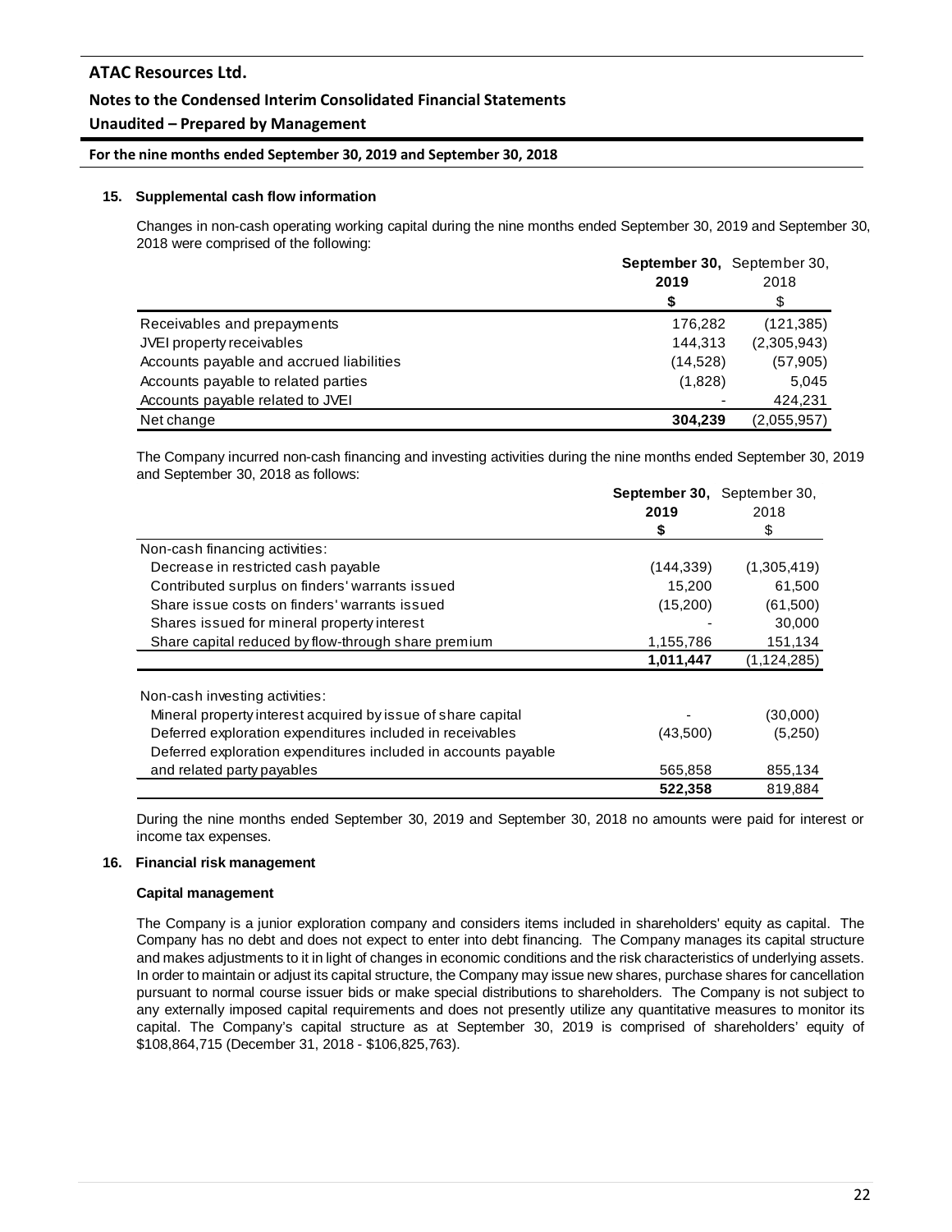## 15. Supplemental cash flow information

Changes in non-cash operating working capital during the nine months ended September 30, 2019 and September 30, 2018 were comprised of the following:

| | **September 30, 2019** | September 30, 2018 |
|---|---|---|
| | **\$** | \$ |
| Receivables and prepayments | 176,282 | (121,385) |
| JVEI property receivables | 144,313 | (2,305,943) |
| Accounts payable and accrued liabilities | (14,528) | (57,905) |
| Accounts payable to related parties | (1,828) | 5,045 |
| Accounts payable related to JVEI | - | 424,231 |
| Net change | **304,239** | (2,055,957) |

The Company incurred non-cash financing and investing activities during the nine months ended September 30, 2019 and September 30, 2018 as follows:

| | **September 30, 2019** | September 30, 2018 |
|---|---|---|
| | **\$** | \$ |
| Non-cash financing activities: | | |
| Decrease in restricted cash payable | (144,339) | (1,305,419) |
| Contributed surplus on finders' warrants issued | 15,200 | 61,500 |
| Share issue costs on finders' warrants issued | (15,200) | (61,500) |
| Shares issued for mineral property interest | - | 30,000 |
| Share capital reduced by flow-through share premium | 1,155,786 | 151,134 |
| | **1,011,447** | (1,124,285) |
| Non-cash investing activities: | | |
| Mineral property interest acquired by issue of share capital | - | (30,000) |
| Deferred exploration expenditures included in receivables | (43,500) | (5,250) |
| Deferred exploration expenditures included in accounts payable and related party payables | 565,858 | 855,134 |
| | **522,358** | 819,884 |

During the nine months ended September 30, 2019 and September 30, 2018 no amounts were paid for interest or income tax expenses.

## 16. Financial risk management

### Capital management

The Company is a junior exploration company and considers items included in shareholders' equity as capital. The Company has no debt and does not expect to enter into debt financing. The Company manages its capital structure and makes adjustments to it in light of changes in economic conditions and the risk characteristics of underlying assets. In order to maintain or adjust its capital structure, the Company may issue new shares, purchase shares for cancellation pursuant to normal course issuer bids or make special distributions to shareholders. The Company is not subject to any externally imposed capital requirements and does not presently utilize any quantitative measures to monitor its capital. The Company's capital structure as at September 30, 2019 is comprised of shareholders' equity of \$108,864,715 (December 31, 2018 - \$106,825,763).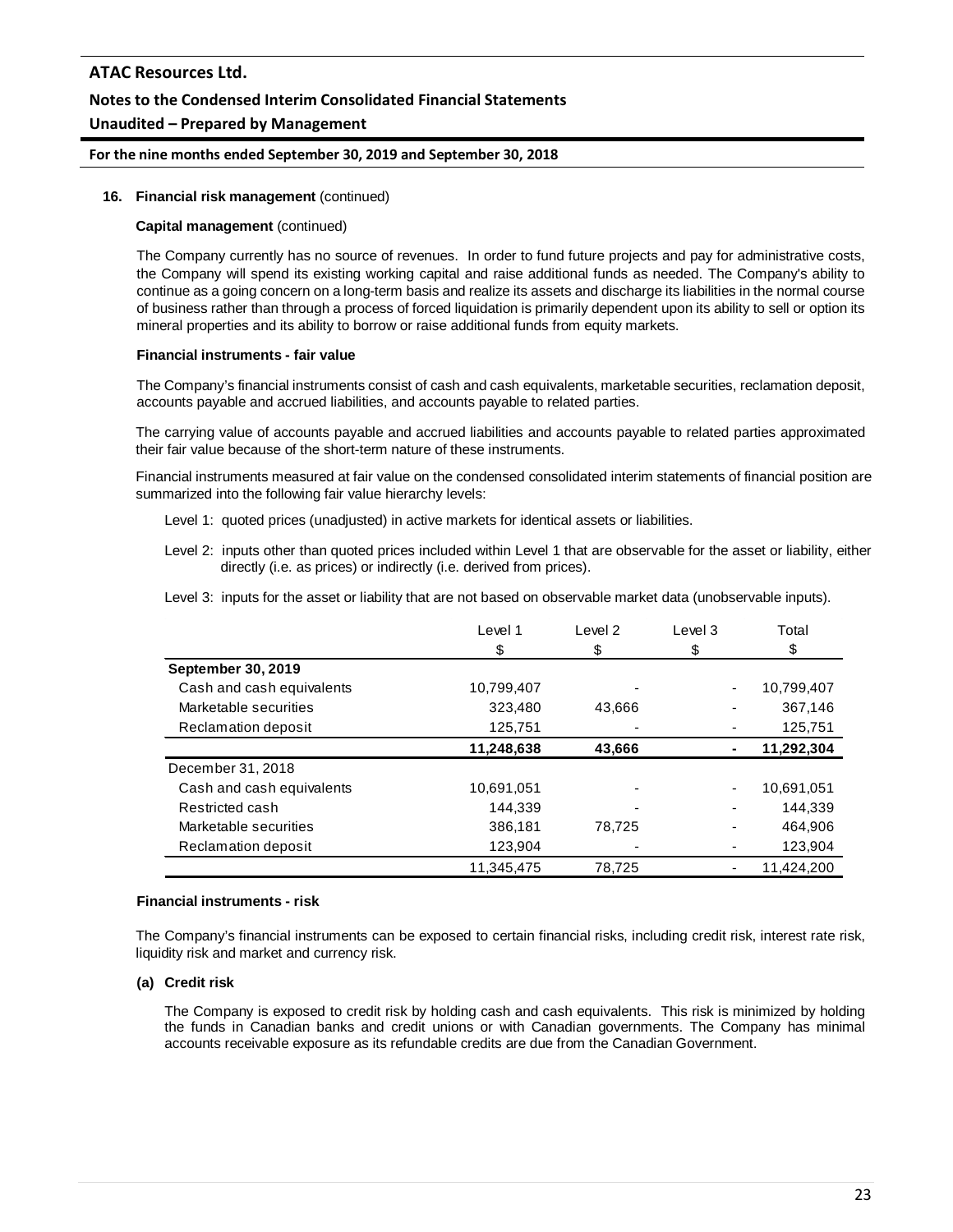**16. Financial risk management** (continued)

**Capital management** (continued)

The Company currently has no source of revenues. In order to fund future projects and pay for administrative costs, the Company will spend its existing working capital and raise additional funds as needed. The Company's ability to continue as a going concern on a long-term basis and realize its assets and discharge its liabilities in the normal course of business rather than through a process of forced liquidation is primarily dependent upon its ability to sell or option its mineral properties and its ability to borrow or raise additional funds from equity markets.

**Financial instruments - fair value**

The Company's financial instruments consist of cash and cash equivalents, marketable securities, reclamation deposit, accounts payable and accrued liabilities, and accounts payable to related parties.

The carrying value of accounts payable and accrued liabilities and accounts payable to related parties approximated their fair value because of the short-term nature of these instruments.

Financial instruments measured at fair value on the condensed consolidated interim statements of financial position are summarized into the following fair value hierarchy levels:

Level 1: quoted prices (unadjusted) in active markets for identical assets or liabilities.

Level 2: inputs other than quoted prices included within Level 1 that are observable for the asset or liability, either directly (i.e. as prices) or indirectly (i.e. derived from prices).

Level 3: inputs for the asset or liability that are not based on observable market data (unobservable inputs).

| | Level 1 | Level 2 | Level 3 | Total |
|---|---|---|---|---|
| | $ | $ | $ | $ |
| **September 30, 2019** | | | | |
| Cash and cash equivalents | 10,799,407 | - | - | 10,799,407 |
| Marketable securities | 323,480 | 43,666 | - | 367,146 |
| Reclamation deposit | 125,751 | - | - | 125,751 |
| | **11,248,638** | **43,666** | **-** | **11,292,304** |
| December 31, 2018 | | | | |
| Cash and cash equivalents | 10,691,051 | - | - | 10,691,051 |
| Restricted cash | 144,339 | - | - | 144,339 |
| Marketable securities | 386,181 | 78,725 | - | 464,906 |
| Reclamation deposit | 123,904 | - | - | 123,904 |
| | 11,345,475 | 78,725 | - | 11,424,200 |

**Financial instruments - risk**

The Company's financial instruments can be exposed to certain financial risks, including credit risk, interest rate risk, liquidity risk and market and currency risk.

**(a) Credit risk**

The Company is exposed to credit risk by holding cash and cash equivalents. This risk is minimized by holding the funds in Canadian banks and credit unions or with Canadian governments. The Company has minimal accounts receivable exposure as its refundable credits are due from the Canadian Government.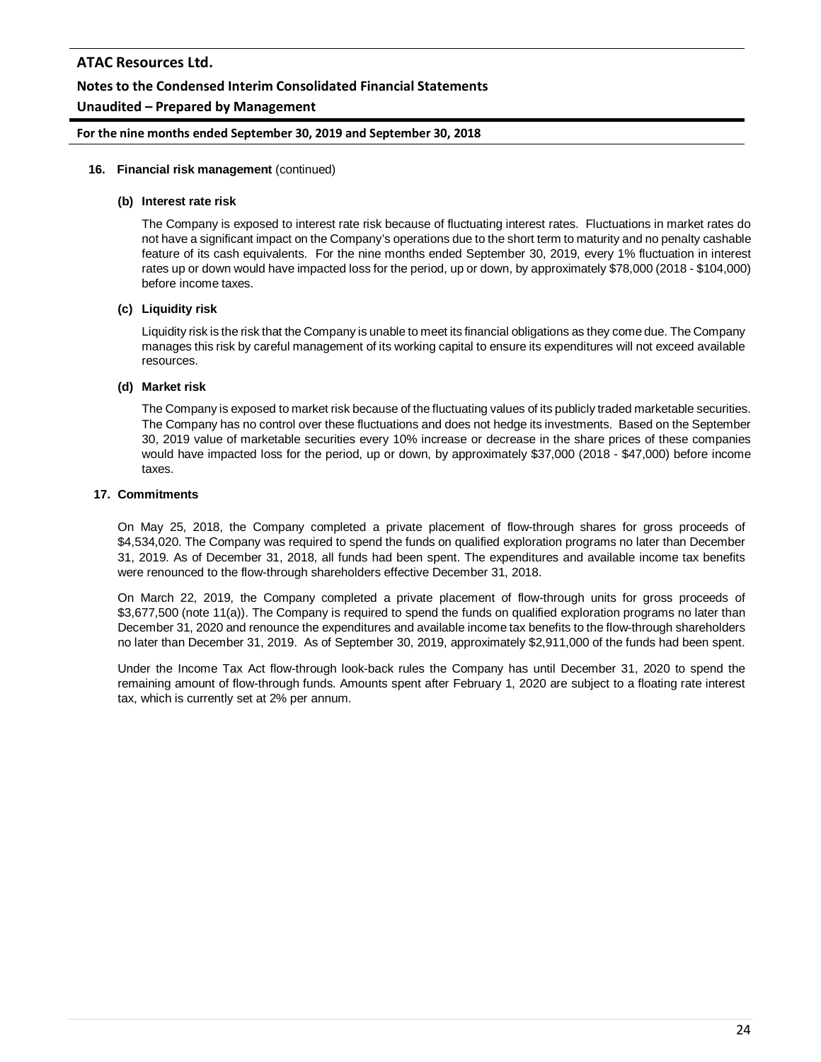## 16. Financial risk management (continued)

### (b) Interest rate risk

The Company is exposed to interest rate risk because of fluctuating interest rates. Fluctuations in market rates do not have a significant impact on the Company's operations due to the short term to maturity and no penalty cashable feature of its cash equivalents. For the nine months ended September 30, 2019, every 1% fluctuation in interest rates up or down would have impacted loss for the period, up or down, by approximately $78,000 (2018 - $104,000) before income taxes.

### (c) Liquidity risk

Liquidity risk is the risk that the Company is unable to meet its financial obligations as they come due. The Company manages this risk by careful management of its working capital to ensure its expenditures will not exceed available resources.

### (d) Market risk

The Company is exposed to market risk because of the fluctuating values of its publicly traded marketable securities. The Company has no control over these fluctuations and does not hedge its investments. Based on the September 30, 2019 value of marketable securities every 10% increase or decrease in the share prices of these companies would have impacted loss for the period, up or down, by approximately $37,000 (2018 - $47,000) before income taxes.

## 17. Commitments

On May 25, 2018, the Company completed a private placement of flow-through shares for gross proceeds of $4,534,020. The Company was required to spend the funds on qualified exploration programs no later than December 31, 2019. As of December 31, 2018, all funds had been spent. The expenditures and available income tax benefits were renounced to the flow-through shareholders effective December 31, 2018.

On March 22, 2019, the Company completed a private placement of flow-through units for gross proceeds of $3,677,500 (note 11(a)). The Company is required to spend the funds on qualified exploration programs no later than December 31, 2020 and renounce the expenditures and available income tax benefits to the flow-through shareholders no later than December 31, 2019. As of September 30, 2019, approximately $2,911,000 of the funds had been spent.

Under the Income Tax Act flow-through look-back rules the Company has until December 31, 2020 to spend the remaining amount of flow-through funds. Amounts spent after February 1, 2020 are subject to a floating rate interest tax, which is currently set at 2% per annum.